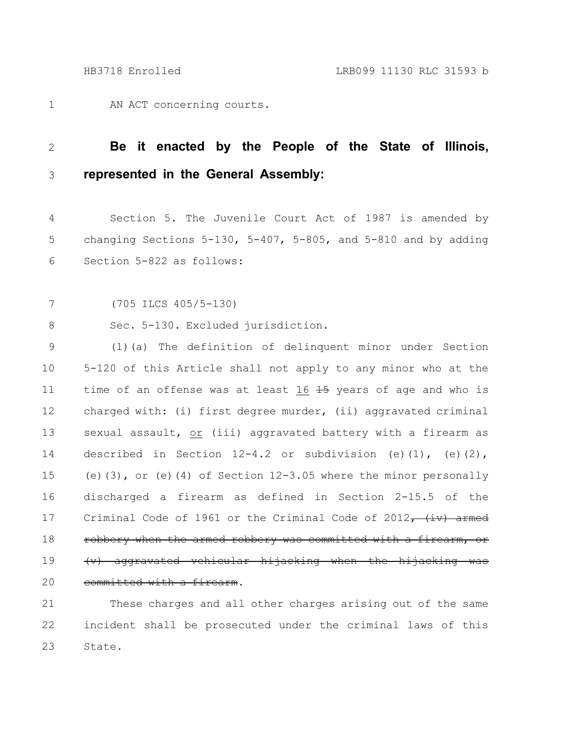AN ACT concerning courts.

**Be it enacted by the People of the State of Illinois, represented in the General Assembly:**

Section 5. The Juvenile Court Act of 1987 is amended by changing Sections 5-130, 5-407, 5-805, and 5-810 and by adding Section 5-822 as follows:

(705 ILCS 405/5-130)

Sec. 5-130. Excluded jurisdiction.

(1)(a) The definition of delinquent minor under Section 5-120 of this Article shall not apply to any minor who at the time of an offense was at least <u>16</u> ~~15~~ years of age and who is charged with: (i) first degree murder, (ii) aggravated criminal sexual assault, <u>or</u> (iii) aggravated battery with a firearm as described in Section 12-4.2 or subdivision (e)(1), (e)(2), (e)(3), or (e)(4) of Section 12-3.05 where the minor personally discharged a firearm as defined in Section 2-15.5 of the Criminal Code of 1961 or the Criminal Code of 2012~~, (iv) armed robbery when the armed robbery was committed with a firearm, or (v) aggravated vehicular hijacking when the hijacking was committed with a firearm~~.

These charges and all other charges arising out of the same incident shall be prosecuted under the criminal laws of this State.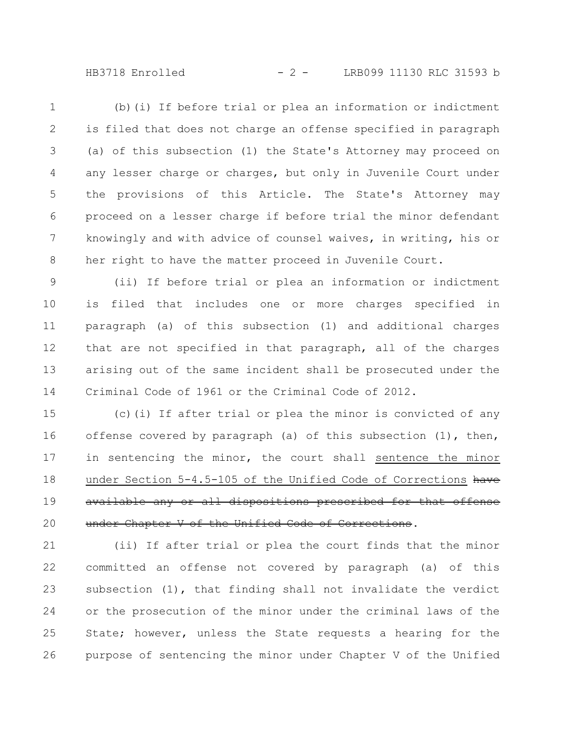(b)(i) If before trial or plea an information or indictment is filed that does not charge an offense specified in paragraph (a) of this subsection (1) the State's Attorney may proceed on any lesser charge or charges, but only in Juvenile Court under the provisions of this Article. The State's Attorney may proceed on a lesser charge if before trial the minor defendant knowingly and with advice of counsel waives, in writing, his or her right to have the matter proceed in Juvenile Court.

(ii) If before trial or plea an information or indictment is filed that includes one or more charges specified in paragraph (a) of this subsection (1) and additional charges that are not specified in that paragraph, all of the charges arising out of the same incident shall be prosecuted under the Criminal Code of 1961 or the Criminal Code of 2012.

(c)(i) If after trial or plea the minor is convicted of any offense covered by paragraph (a) of this subsection (1), then, in sentencing the minor, the court shall <u>sentence the minor under Section 5-4.5-105 of the Unified Code of Corrections</u> ~~have available any or all dispositions prescribed for that offense under Chapter V of the Unified Code of Corrections~~.

(ii) If after trial or plea the court finds that the minor committed an offense not covered by paragraph (a) of this subsection (1), that finding shall not invalidate the verdict or the prosecution of the minor under the criminal laws of the State; however, unless the State requests a hearing for the purpose of sentencing the minor under Chapter V of the Unified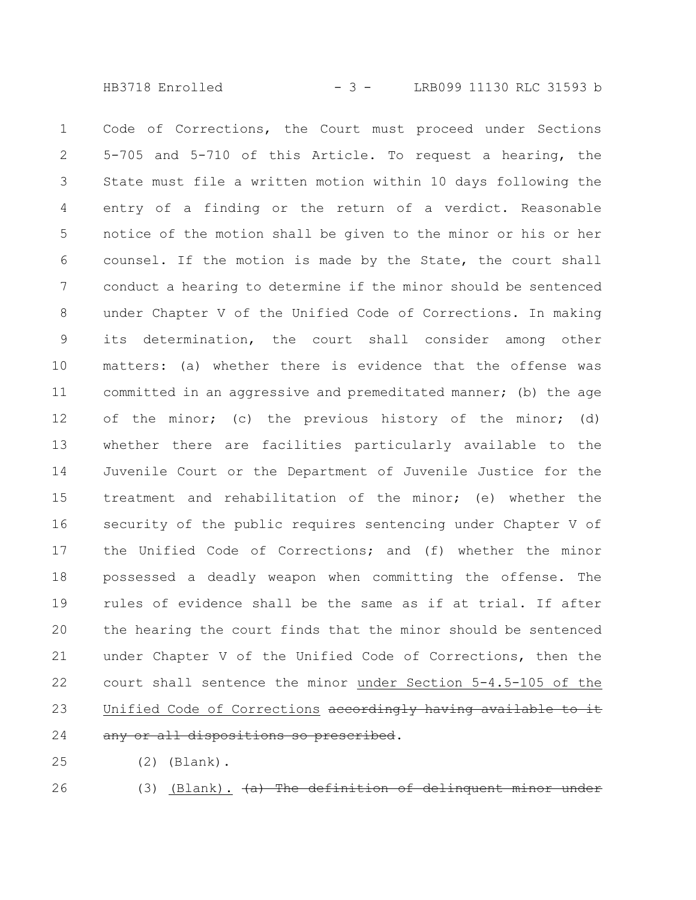Code of Corrections, the Court must proceed under Sections 5-705 and 5-710 of this Article. To request a hearing, the State must file a written motion within 10 days following the entry of a finding or the return of a verdict. Reasonable notice of the motion shall be given to the minor or his or her counsel. If the motion is made by the State, the court shall conduct a hearing to determine if the minor should be sentenced under Chapter V of the Unified Code of Corrections. In making its determination, the court shall consider among other matters: (a) whether there is evidence that the offense was committed in an aggressive and premeditated manner; (b) the age of the minor; (c) the previous history of the minor; (d) whether there are facilities particularly available to the Juvenile Court or the Department of Juvenile Justice for the treatment and rehabilitation of the minor; (e) whether the security of the public requires sentencing under Chapter V of the Unified Code of Corrections; and (f) whether the minor possessed a deadly weapon when committing the offense. The rules of evidence shall be the same as if at trial. If after the hearing the court finds that the minor should be sentenced under Chapter V of the Unified Code of Corrections, then the court shall sentence the minor <u>under Section 5-4.5-105 of the Unified Code of Corrections</u> ~~accordingly having available to it any or all dispositions so prescribed~~.

(2) (Blank).

(3) <u>(Blank).</u> ~~(a) The definition of delinquent minor under~~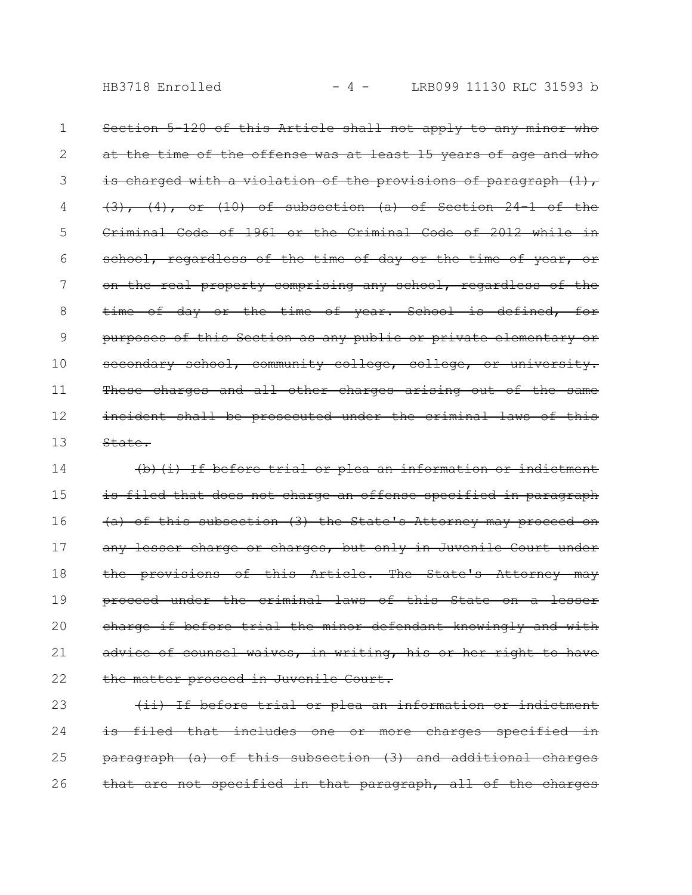~~Section 5-120 of this Article shall not apply to any minor who at the time of the offense was at least 15 years of age and who is charged with a violation of the provisions of paragraph (1), (3), (4), or (10) of subsection (a) of Section 24-1 of the Criminal Code of 1961 or the Criminal Code of 2012 while in school, regardless of the time of day or the time of year, or on the real property comprising any school, regardless of the time of day or the time of year. School is defined, for purposes of this Section as any public or private elementary or secondary school, community college, college, or university. These charges and all other charges arising out of the same incident shall be prosecuted under the criminal laws of this State.~~

~~(b)(i) If before trial or plea an information or indictment is filed that does not charge an offense specified in paragraph (a) of this subsection (3) the State's Attorney may proceed on any lesser charge or charges, but only in Juvenile Court under the provisions of this Article. The State's Attorney may proceed under the criminal laws of this State on a lesser charge if before trial the minor defendant knowingly and with advice of counsel waives, in writing, his or her right to have the matter proceed in Juvenile Court.~~

~~(ii) If before trial or plea an information or indictment is filed that includes one or more charges specified in paragraph (a) of this subsection (3) and additional charges that are not specified in that paragraph, all of the charges~~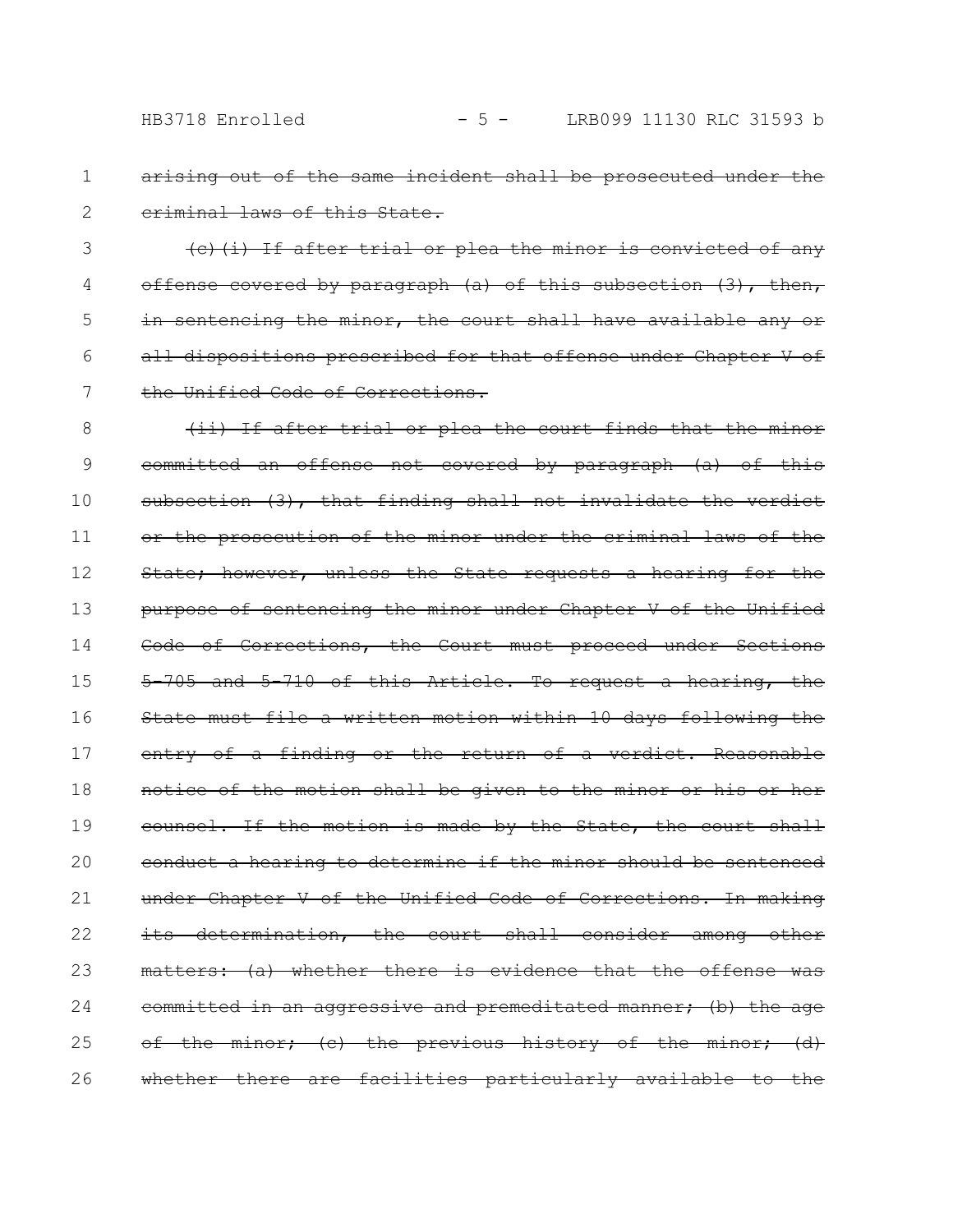~~arising out of the same incident shall be prosecuted under the criminal laws of this State.~~

~~(c)(i) If after trial or plea the minor is convicted of any offense covered by paragraph (a) of this subsection (3), then, in sentencing the minor, the court shall have available any or all dispositions prescribed for that offense under Chapter V of the Unified Code of Corrections.~~

~~(ii) If after trial or plea the court finds that the minor committed an offense not covered by paragraph (a) of this subsection (3), that finding shall not invalidate the verdict or the prosecution of the minor under the criminal laws of the State; however, unless the State requests a hearing for the purpose of sentencing the minor under Chapter V of the Unified Code of Corrections, the Court must proceed under Sections 5-705 and 5-710 of this Article. To request a hearing, the State must file a written motion within 10 days following the entry of a finding or the return of a verdict. Reasonable notice of the motion shall be given to the minor or his or her counsel. If the motion is made by the State, the court shall conduct a hearing to determine if the minor should be sentenced under Chapter V of the Unified Code of Corrections. In making its determination, the court shall consider among other matters: (a) whether there is evidence that the offense was committed in an aggressive and premeditated manner; (b) the age of the minor; (c) the previous history of the minor; (d) whether there are facilities particularly available to the~~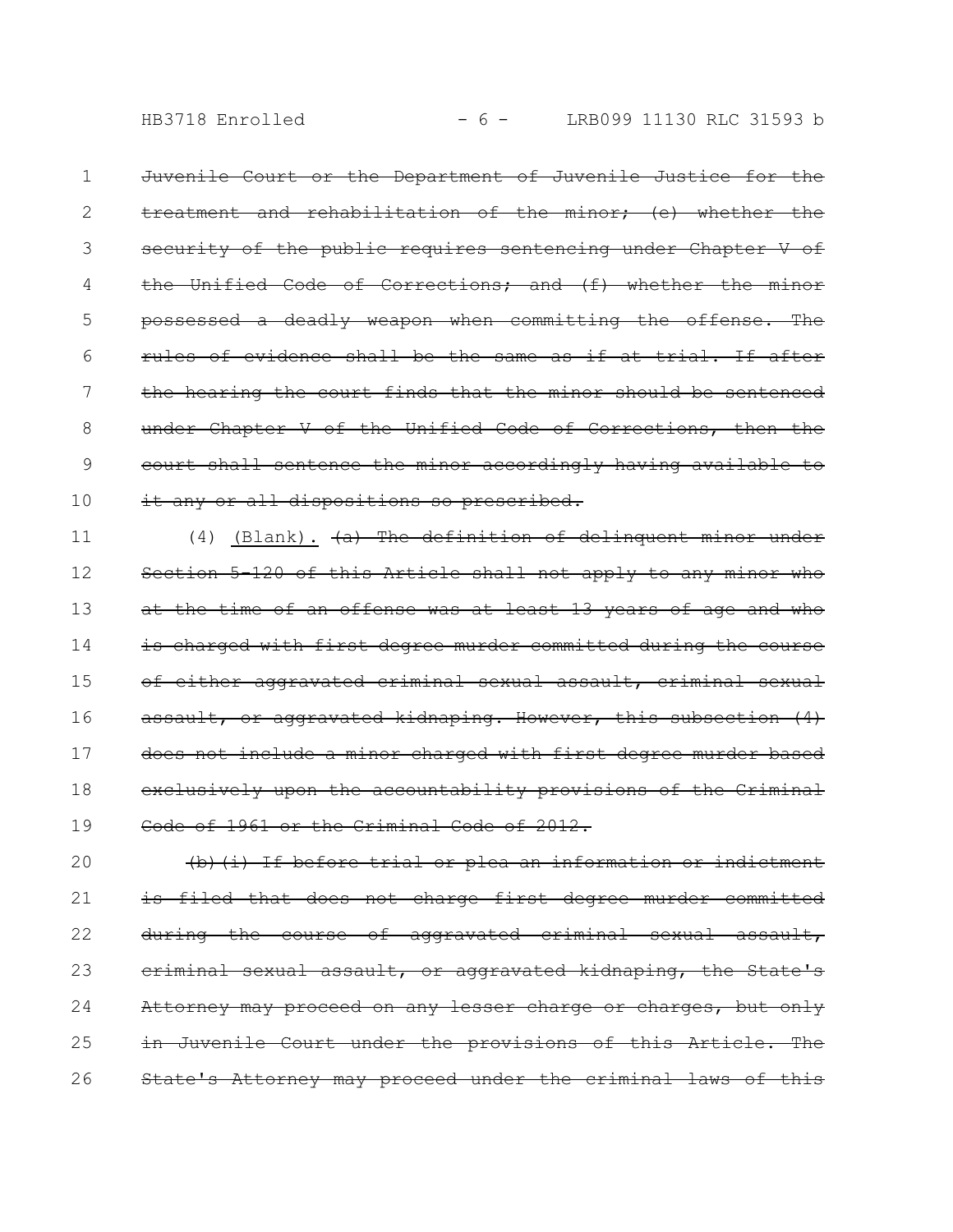~~Juvenile Court or the Department of Juvenile Justice for the treatment and rehabilitation of the minor; (e) whether the security of the public requires sentencing under Chapter V of the Unified Code of Corrections; and (f) whether the minor possessed a deadly weapon when committing the offense. The rules of evidence shall be the same as if at trial. If after the hearing the court finds that the minor should be sentenced under Chapter V of the Unified Code of Corrections, then the court shall sentence the minor accordingly having available to it any or all dispositions so prescribed.~~

(4) <u>(Blank).</u> ~~(a) The definition of delinquent minor under Section 5-120 of this Article shall not apply to any minor who at the time of an offense was at least 13 years of age and who is charged with first degree murder committed during the course of either aggravated criminal sexual assault, criminal sexual assault, or aggravated kidnaping. However, this subsection (4) does not include a minor charged with first degree murder based exclusively upon the accountability provisions of the Criminal Code of 1961 or the Criminal Code of 2012.~~

~~(b)(i) If before trial or plea an information or indictment is filed that does not charge first degree murder committed during the course of aggravated criminal sexual assault, criminal sexual assault, or aggravated kidnaping, the State's Attorney may proceed on any lesser charge or charges, but only in Juvenile Court under the provisions of this Article. The State's Attorney may proceed under the criminal laws of this~~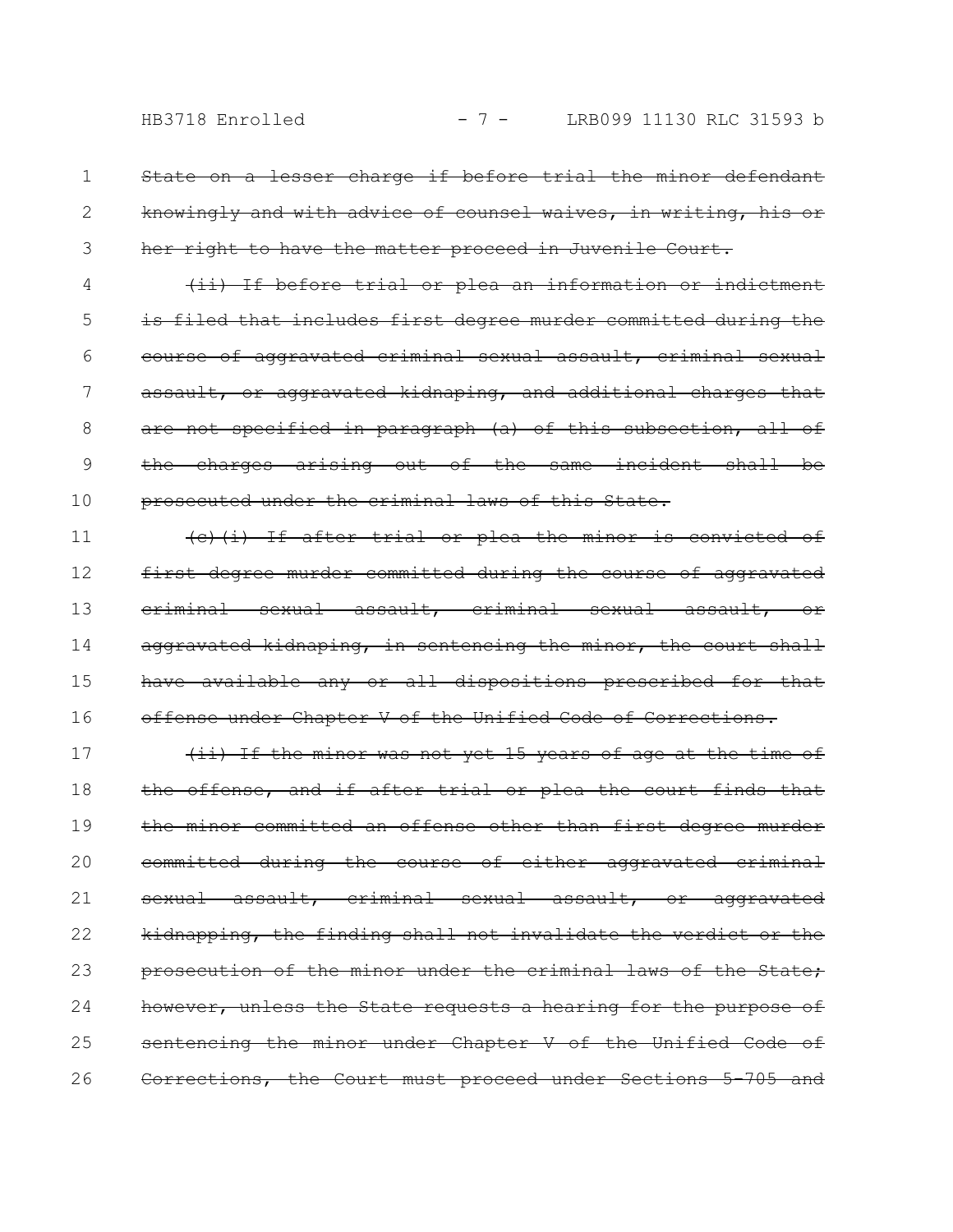~~State on a lesser charge if before trial the minor defendant knowingly and with advice of counsel waives, in writing, his or her right to have the matter proceed in Juvenile Court.~~

~~(ii) If before trial or plea an information or indictment is filed that includes first degree murder committed during the course of aggravated criminal sexual assault, criminal sexual assault, or aggravated kidnaping, and additional charges that are not specified in paragraph (a) of this subsection, all of the charges arising out of the same incident shall be prosecuted under the criminal laws of this State.~~

~~(c)(i) If after trial or plea the minor is convicted of first degree murder committed during the course of aggravated criminal sexual assault, criminal sexual assault, or aggravated kidnaping, in sentencing the minor, the court shall have available any or all dispositions prescribed for that offense under Chapter V of the Unified Code of Corrections.~~

~~(ii) If the minor was not yet 15 years of age at the time of the offense, and if after trial or plea the court finds that the minor committed an offense other than first degree murder committed during the course of either aggravated criminal sexual assault, criminal sexual assault, or aggravated kidnapping, the finding shall not invalidate the verdict or the prosecution of the minor under the criminal laws of the State; however, unless the State requests a hearing for the purpose of sentencing the minor under Chapter V of the Unified Code of Corrections, the Court must proceed under Sections 5-705 and~~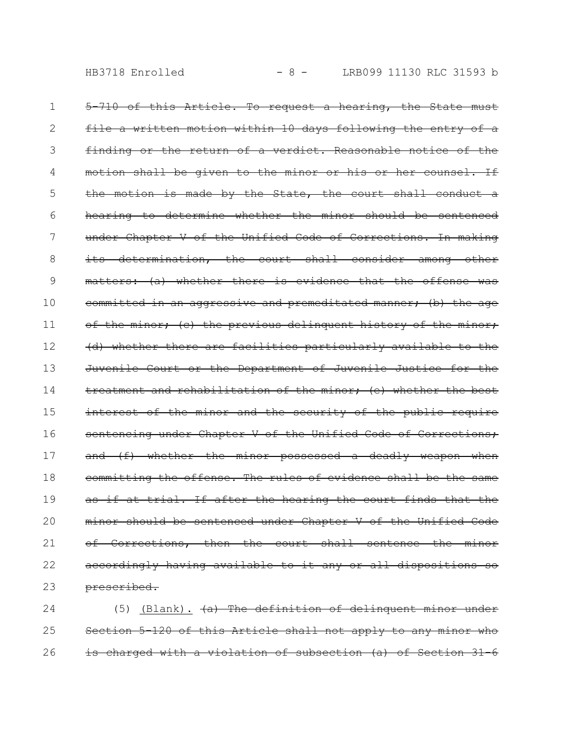~~5-710 of this Article. To request a hearing, the State must file a written motion within 10 days following the entry of a finding or the return of a verdict. Reasonable notice of the motion shall be given to the minor or his or her counsel. If the motion is made by the State, the court shall conduct a hearing to determine whether the minor should be sentenced under Chapter V of the Unified Code of Corrections. In making its determination, the court shall consider among other matters: (a) whether there is evidence that the offense was committed in an aggressive and premeditated manner; (b) the age of the minor; (c) the previous delinquent history of the minor; (d) whether there are facilities particularly available to the Juvenile Court or the Department of Juvenile Justice for the treatment and rehabilitation of the minor; (e) whether the best interest of the minor and the security of the public require sentencing under Chapter V of the Unified Code of Corrections; and (f) whether the minor possessed a deadly weapon when committing the offense. The rules of evidence shall be the same as if at trial. If after the hearing the court finds that the minor should be sentenced under Chapter V of the Unified Code of Corrections, then the court shall sentence the minor accordingly having available to it any or all dispositions so prescribed.~~

(5) <u>(Blank).</u> ~~(a) The definition of delinquent minor under Section 5-120 of this Article shall not apply to any minor who is charged with a violation of subsection (a) of Section 31-6~~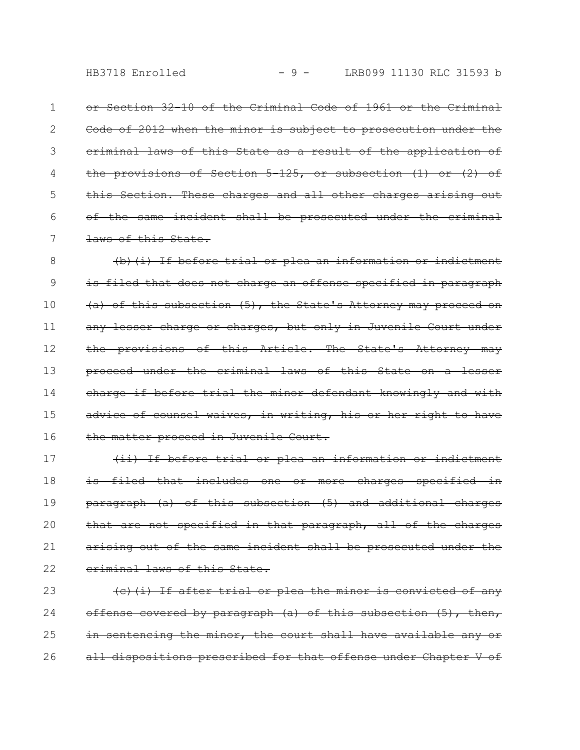~~or Section 32-10 of the Criminal Code of 1961 or the Criminal Code of 2012 when the minor is subject to prosecution under the criminal laws of this State as a result of the application of the provisions of Section 5-125, or subsection (1) or (2) of this Section. These charges and all other charges arising out of the same incident shall be prosecuted under the criminal laws of this State.~~

~~(b)(i) If before trial or plea an information or indictment is filed that does not charge an offense specified in paragraph (a) of this subsection (5), the State's Attorney may proceed on any lesser charge or charges, but only in Juvenile Court under the provisions of this Article. The State's Attorney may proceed under the criminal laws of this State on a lesser charge if before trial the minor defendant knowingly and with advice of counsel waives, in writing, his or her right to have the matter proceed in Juvenile Court.~~

~~(ii) If before trial or plea an information or indictment is filed that includes one or more charges specified in paragraph (a) of this subsection (5) and additional charges that are not specified in that paragraph, all of the charges arising out of the same incident shall be prosecuted under the criminal laws of this State.~~

~~(c)(i) If after trial or plea the minor is convicted of any offense covered by paragraph (a) of this subsection (5), then, in sentencing the minor, the court shall have available any or all dispositions prescribed for that offense under Chapter V of~~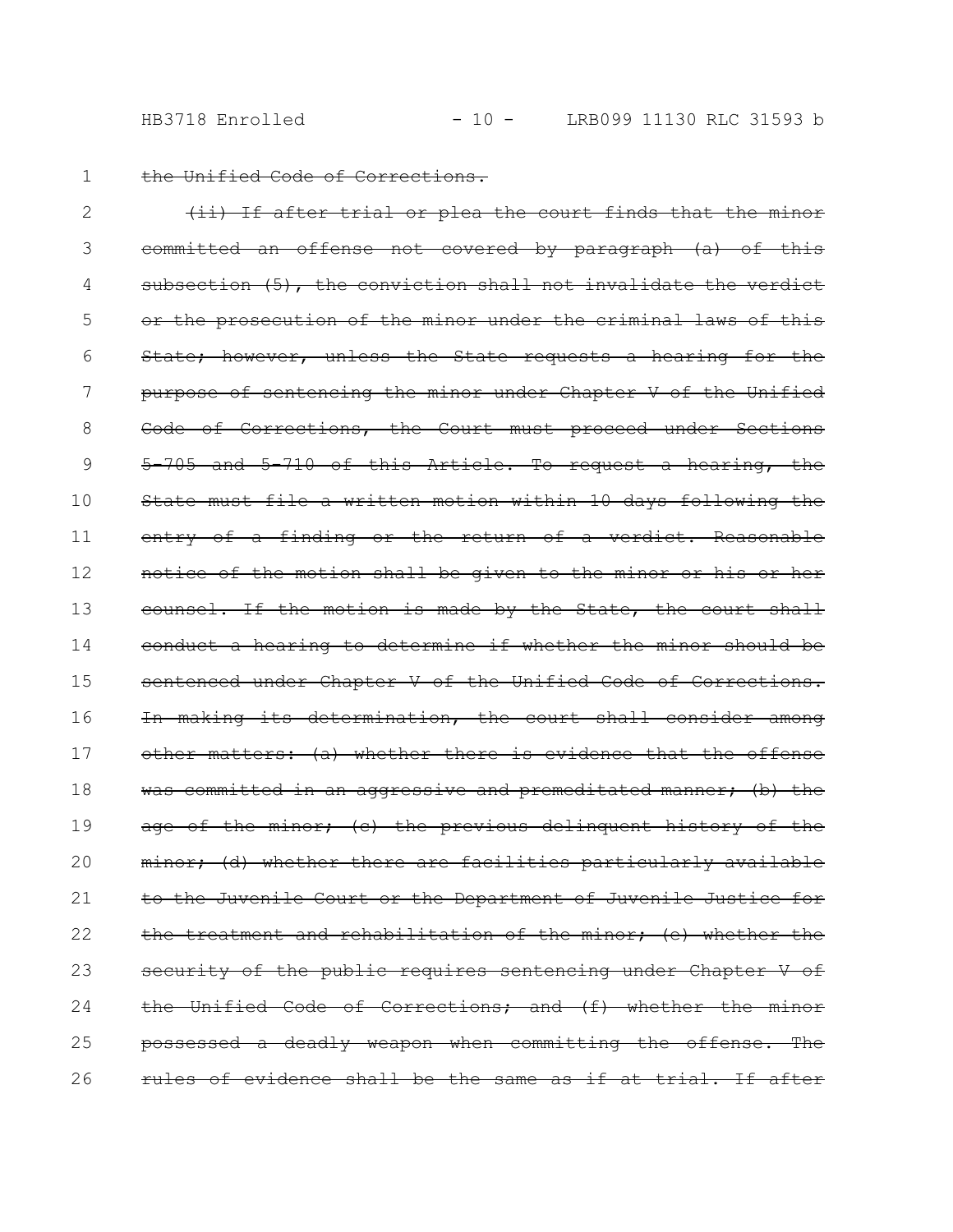~~the Unified Code of Corrections.~~

~~(ii) If after trial or plea the court finds that the minor committed an offense not covered by paragraph (a) of this subsection (5), the conviction shall not invalidate the verdict or the prosecution of the minor under the criminal laws of this State; however, unless the State requests a hearing for the purpose of sentencing the minor under Chapter V of the Unified Code of Corrections, the Court must proceed under Sections 5-705 and 5-710 of this Article. To request a hearing, the State must file a written motion within 10 days following the entry of a finding or the return of a verdict. Reasonable notice of the motion shall be given to the minor or his or her counsel. If the motion is made by the State, the court shall conduct a hearing to determine if whether the minor should be sentenced under Chapter V of the Unified Code of Corrections. In making its determination, the court shall consider among other matters: (a) whether there is evidence that the offense was committed in an aggressive and premeditated manner; (b) the age of the minor; (c) the previous delinquent history of the minor; (d) whether there are facilities particularly available to the Juvenile Court or the Department of Juvenile Justice for the treatment and rehabilitation of the minor; (e) whether the security of the public requires sentencing under Chapter V of the Unified Code of Corrections; and (f) whether the minor possessed a deadly weapon when committing the offense. The rules of evidence shall be the same as if at trial. If after~~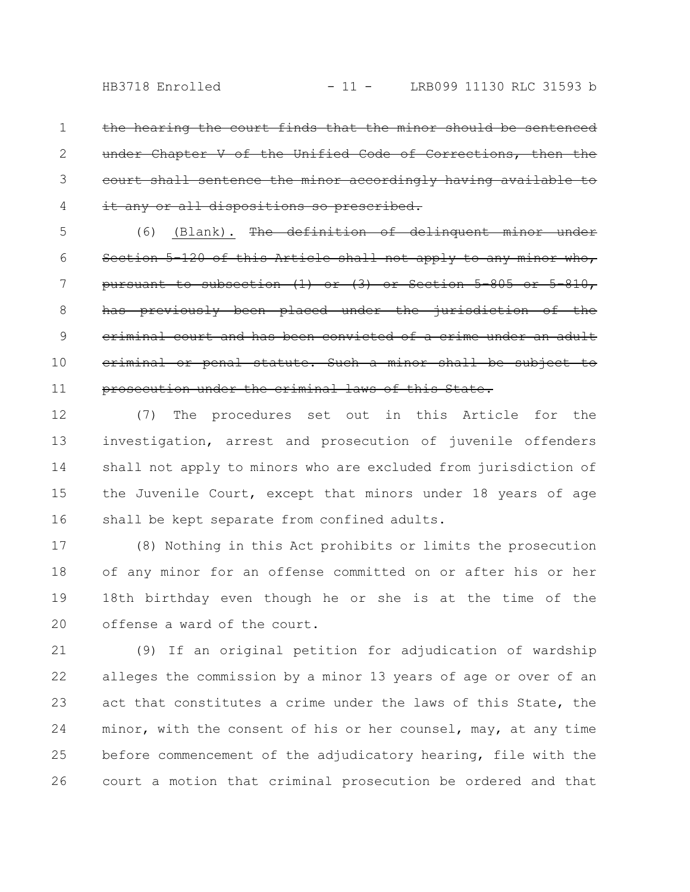~~the hearing the court finds that the minor should be sentenced under Chapter V of the Unified Code of Corrections, then the court shall sentence the minor accordingly having available to it any or all dispositions so prescribed.~~

(6) (Blank). ~~The definition of delinquent minor under Section 5-120 of this Article shall not apply to any minor who, pursuant to subsection (1) or (3) or Section 5-805 or 5-810, has previously been placed under the jurisdiction of the criminal court and has been convicted of a crime under an adult criminal or penal statute. Such a minor shall be subject to prosecution under the criminal laws of this State.~~

(7) The procedures set out in this Article for the investigation, arrest and prosecution of juvenile offenders shall not apply to minors who are excluded from jurisdiction of the Juvenile Court, except that minors under 18 years of age shall be kept separate from confined adults.

(8) Nothing in this Act prohibits or limits the prosecution of any minor for an offense committed on or after his or her 18th birthday even though he or she is at the time of the offense a ward of the court.

(9) If an original petition for adjudication of wardship alleges the commission by a minor 13 years of age or over of an act that constitutes a crime under the laws of this State, the minor, with the consent of his or her counsel, may, at any time before commencement of the adjudicatory hearing, file with the court a motion that criminal prosecution be ordered and that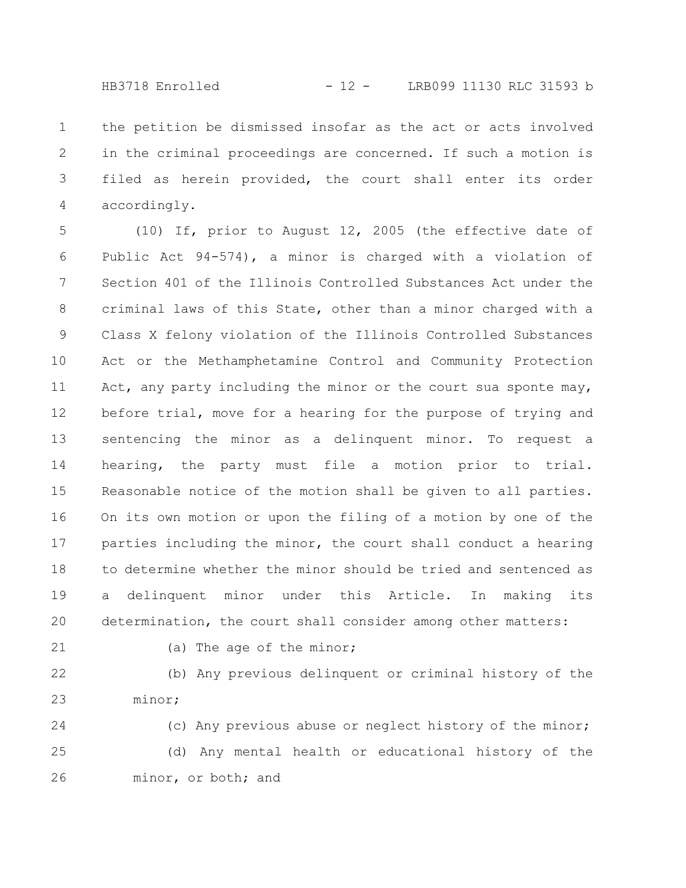the petition be dismissed insofar as the act or acts involved in the criminal proceedings are concerned. If such a motion is filed as herein provided, the court shall enter its order accordingly.

(10) If, prior to August 12, 2005 (the effective date of Public Act 94-574), a minor is charged with a violation of Section 401 of the Illinois Controlled Substances Act under the criminal laws of this State, other than a minor charged with a Class X felony violation of the Illinois Controlled Substances Act or the Methamphetamine Control and Community Protection Act, any party including the minor or the court sua sponte may, before trial, move for a hearing for the purpose of trying and sentencing the minor as a delinquent minor. To request a hearing, the party must file a motion prior to trial. Reasonable notice of the motion shall be given to all parties. On its own motion or upon the filing of a motion by one of the parties including the minor, the court shall conduct a hearing to determine whether the minor should be tried and sentenced as a delinquent minor under this Article. In making its determination, the court shall consider among other matters:

(a) The age of the minor;

(b) Any previous delinquent or criminal history of the minor;

(c) Any previous abuse or neglect history of the minor;

(d) Any mental health or educational history of the minor, or both; and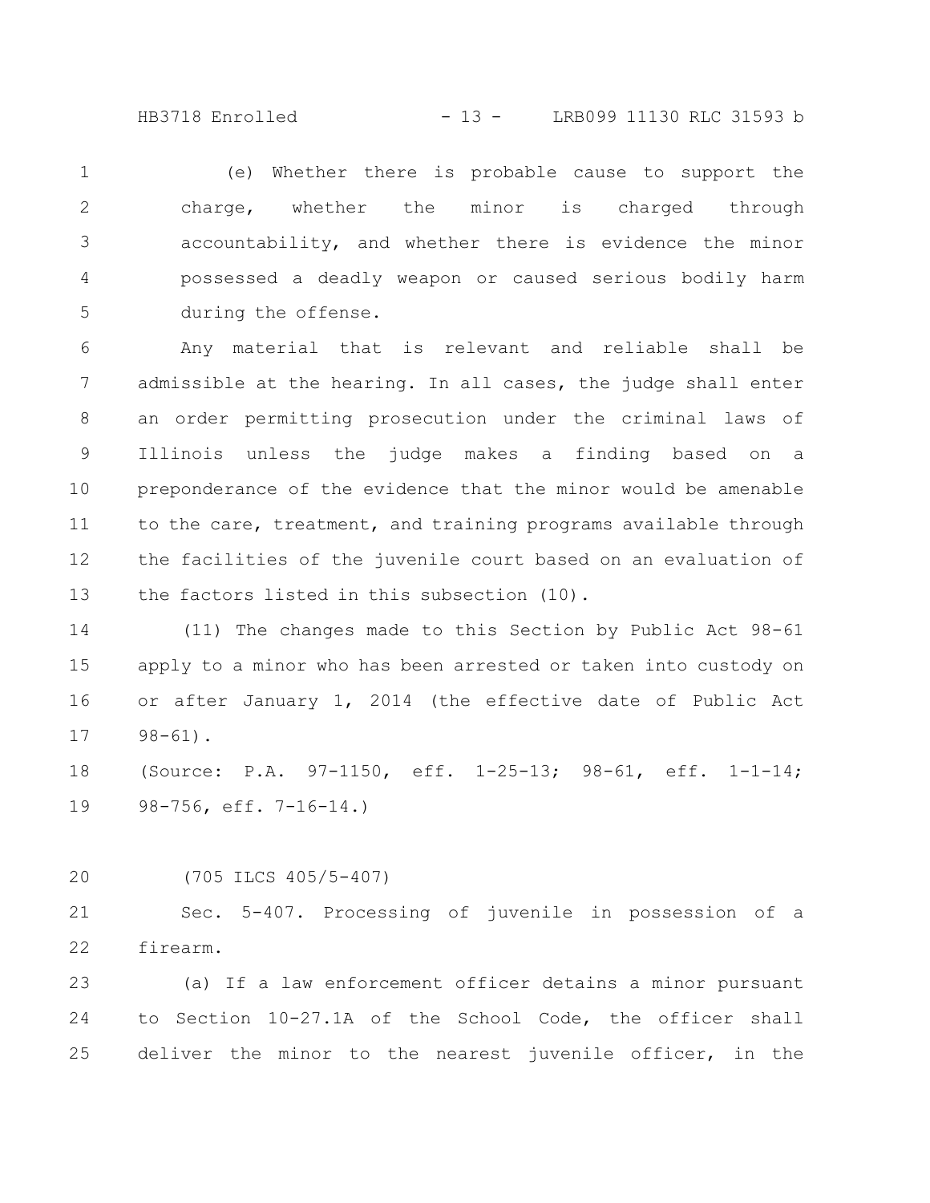(e) Whether there is probable cause to support the charge, whether the minor is charged through accountability, and whether there is evidence the minor possessed a deadly weapon or caused serious bodily harm during the offense.

Any material that is relevant and reliable shall be admissible at the hearing. In all cases, the judge shall enter an order permitting prosecution under the criminal laws of Illinois unless the judge makes a finding based on a preponderance of the evidence that the minor would be amenable to the care, treatment, and training programs available through the facilities of the juvenile court based on an evaluation of the factors listed in this subsection (10).

(11) The changes made to this Section by Public Act 98-61 apply to a minor who has been arrested or taken into custody on or after January 1, 2014 (the effective date of Public Act 98-61).

(Source: P.A. 97-1150, eff. 1-25-13; 98-61, eff. 1-1-14; 98-756, eff. 7-16-14.)

(705 ILCS 405/5-407)

Sec. 5-407. Processing of juvenile in possession of a firearm.

(a) If a law enforcement officer detains a minor pursuant to Section 10-27.1A of the School Code, the officer shall deliver the minor to the nearest juvenile officer, in the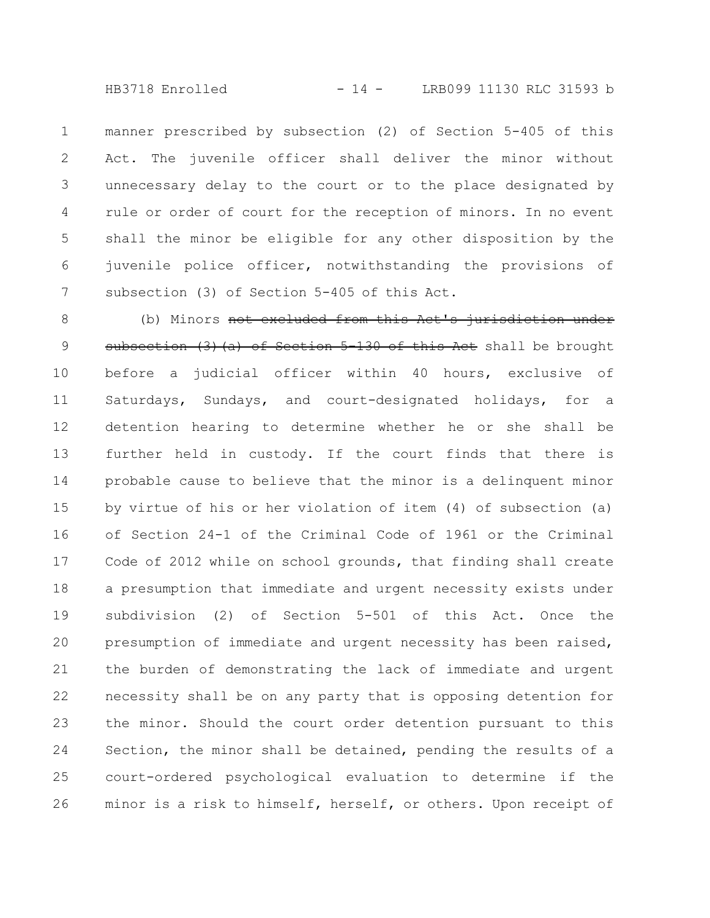manner prescribed by subsection (2) of Section 5-405 of this Act. The juvenile officer shall deliver the minor without unnecessary delay to the court or to the place designated by rule or order of court for the reception of minors. In no event shall the minor be eligible for any other disposition by the juvenile police officer, notwithstanding the provisions of subsection (3) of Section 5-405 of this Act.

(b) Minors ~~not excluded from this Act's jurisdiction under subsection (3)(a) of Section 5-130 of this Act~~ shall be brought before a judicial officer within 40 hours, exclusive of Saturdays, Sundays, and court-designated holidays, for a detention hearing to determine whether he or she shall be further held in custody. If the court finds that there is probable cause to believe that the minor is a delinquent minor by virtue of his or her violation of item (4) of subsection (a) of Section 24-1 of the Criminal Code of 1961 or the Criminal Code of 2012 while on school grounds, that finding shall create a presumption that immediate and urgent necessity exists under subdivision (2) of Section 5-501 of this Act. Once the presumption of immediate and urgent necessity has been raised, the burden of demonstrating the lack of immediate and urgent necessity shall be on any party that is opposing detention for the minor. Should the court order detention pursuant to this Section, the minor shall be detained, pending the results of a court-ordered psychological evaluation to determine if the minor is a risk to himself, herself, or others. Upon receipt of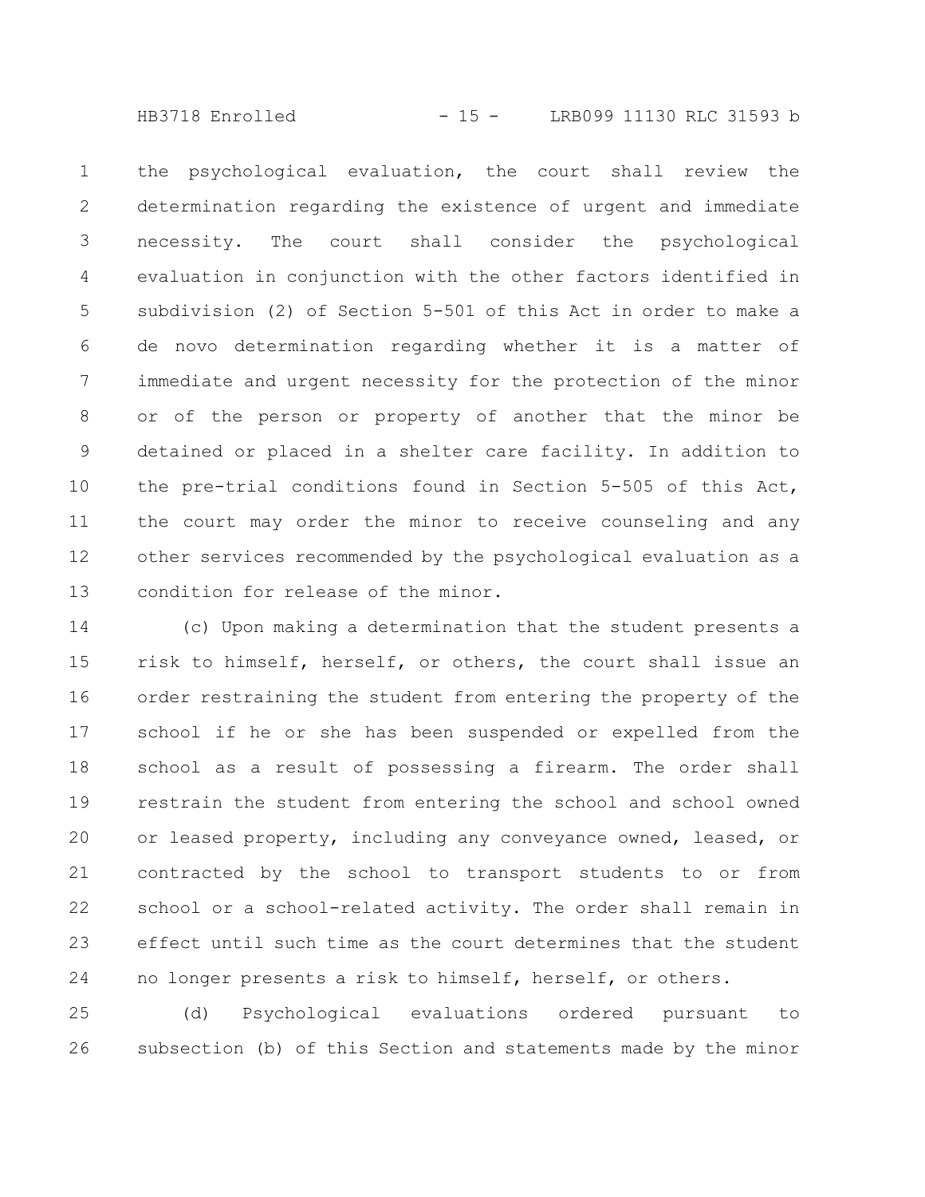the psychological evaluation, the court shall review the determination regarding the existence of urgent and immediate necessity. The court shall consider the psychological evaluation in conjunction with the other factors identified in subdivision (2) of Section 5-501 of this Act in order to make a de novo determination regarding whether it is a matter of immediate and urgent necessity for the protection of the minor or of the person or property of another that the minor be detained or placed in a shelter care facility. In addition to the pre-trial conditions found in Section 5-505 of this Act, the court may order the minor to receive counseling and any other services recommended by the psychological evaluation as a condition for release of the minor.

(c) Upon making a determination that the student presents a risk to himself, herself, or others, the court shall issue an order restraining the student from entering the property of the school if he or she has been suspended or expelled from the school as a result of possessing a firearm. The order shall restrain the student from entering the school and school owned or leased property, including any conveyance owned, leased, or contracted by the school to transport students to or from school or a school-related activity. The order shall remain in effect until such time as the court determines that the student no longer presents a risk to himself, herself, or others.

(d) Psychological evaluations ordered pursuant to subsection (b) of this Section and statements made by the minor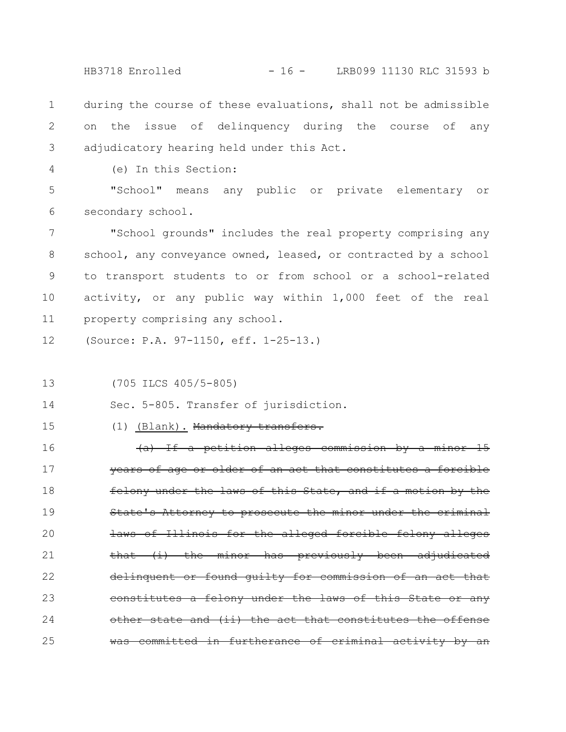during the course of these evaluations, shall not be admissible on the issue of delinquency during the course of any adjudicatory hearing held under this Act.

(e) In this Section:

"School" means any public or private elementary or secondary school.

"School grounds" includes the real property comprising any school, any conveyance owned, leased, or contracted by a school to transport students to or from school or a school-related activity, or any public way within 1,000 feet of the real property comprising any school.

(Source: P.A. 97-1150, eff. 1-25-13.)

(705 ILCS 405/5-805)

Sec. 5-805. Transfer of jurisdiction.

(1) <u>(Blank).</u> ~~Mandatory transfers.~~

~~(a) If a petition alleges commission by a minor 15 years of age or older of an act that constitutes a forcible felony under the laws of this State, and if a motion by the State's Attorney to prosecute the minor under the criminal laws of Illinois for the alleged forcible felony alleges that (i) the minor has previously been adjudicated delinquent or found guilty for commission of an act that constitutes a felony under the laws of this State or any other state and (ii) the act that constitutes the offense was committed in furtherance of criminal activity by an~~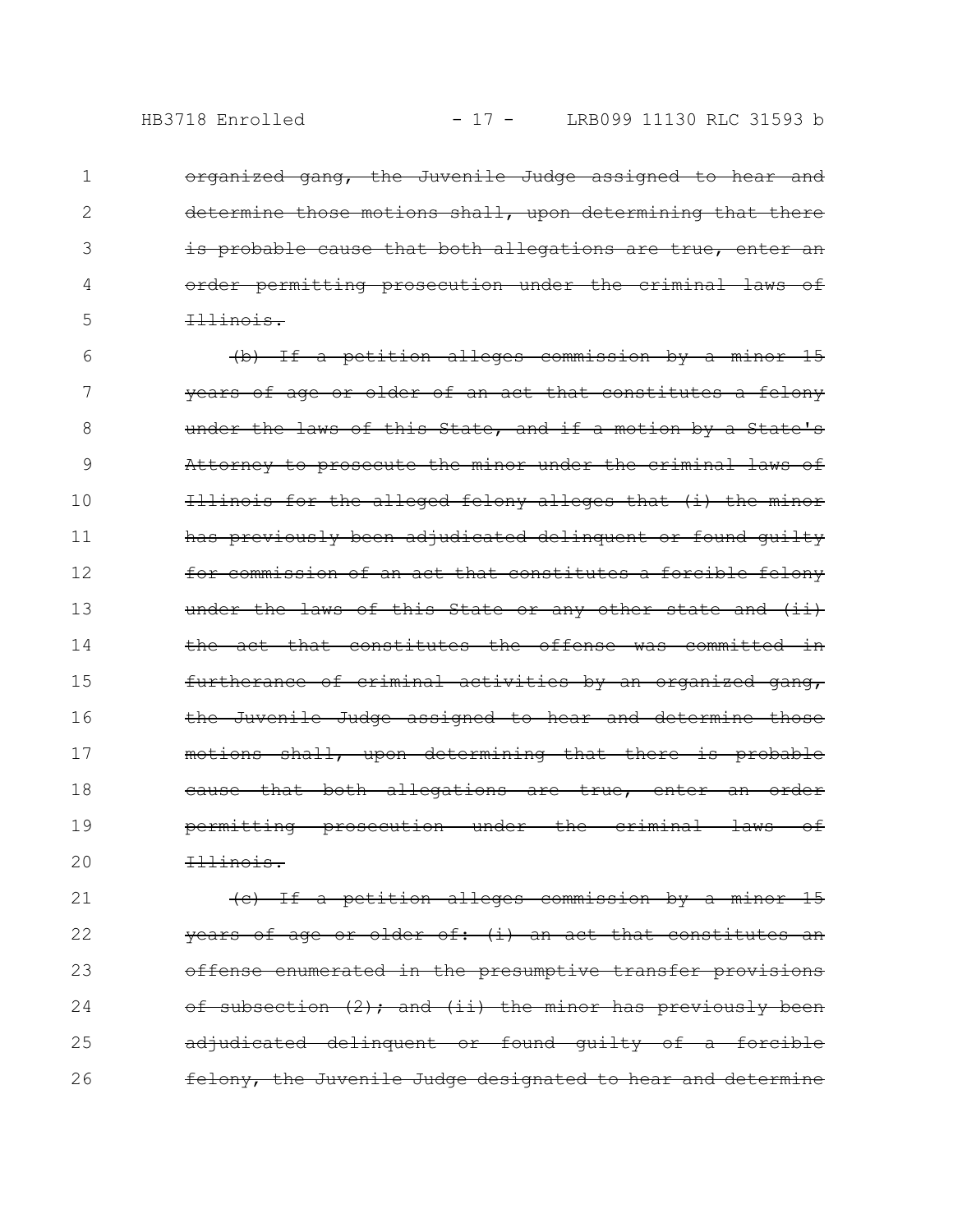~~organized gang, the Juvenile Judge assigned to hear and determine those motions shall, upon determining that there is probable cause that both allegations are true, enter an order permitting prosecution under the criminal laws of Illinois.~~

~~(b) If a petition alleges commission by a minor 15 years of age or older of an act that constitutes a felony under the laws of this State, and if a motion by a State's Attorney to prosecute the minor under the criminal laws of Illinois for the alleged felony alleges that (i) the minor has previously been adjudicated delinquent or found guilty for commission of an act that constitutes a forcible felony under the laws of this State or any other state and (ii) the act that constitutes the offense was committed in furtherance of criminal activities by an organized gang, the Juvenile Judge assigned to hear and determine those motions shall, upon determining that there is probable cause that both allegations are true, enter an order permitting prosecution under the criminal laws of Illinois.~~

~~(c) If a petition alleges commission by a minor 15 years of age or older of: (i) an act that constitutes an offense enumerated in the presumptive transfer provisions of subsection (2); and (ii) the minor has previously been adjudicated delinquent or found guilty of a forcible felony, the Juvenile Judge designated to hear and determine~~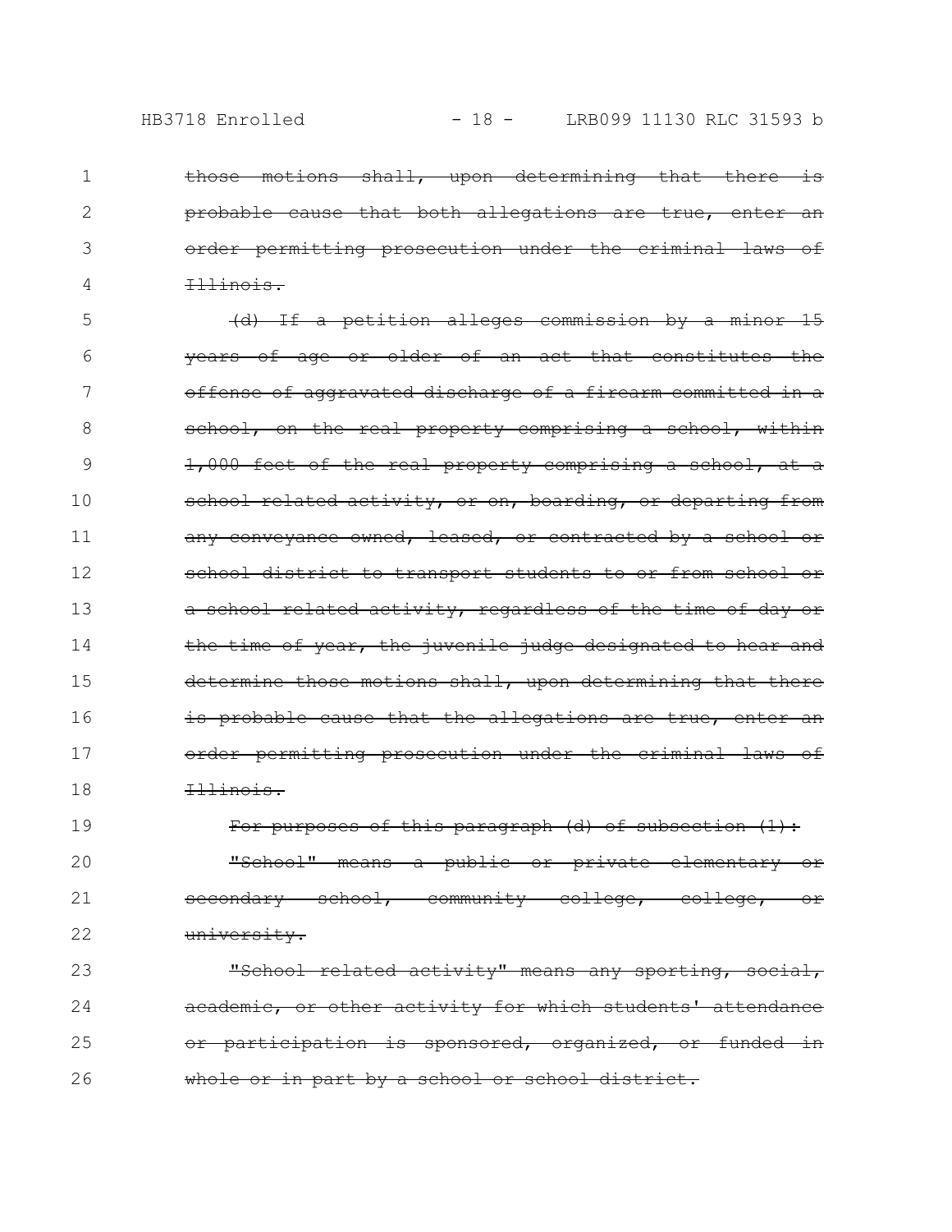~~those motions shall, upon determining that there is probable cause that both allegations are true, enter an order permitting prosecution under the criminal laws of Illinois.~~

~~(d) If a petition alleges commission by a minor 15 years of age or older of an act that constitutes the offense of aggravated discharge of a firearm committed in a school, on the real property comprising a school, within 1,000 feet of the real property comprising a school, at a school related activity, or on, boarding, or departing from any conveyance owned, leased, or contracted by a school or school district to transport students to or from school or a school related activity, regardless of the time of day or the time of year, the juvenile judge designated to hear and determine those motions shall, upon determining that there is probable cause that the allegations are true, enter an order permitting prosecution under the criminal laws of Illinois.~~

~~For purposes of this paragraph (d) of subsection (1):~~

~~"School" means a public or private elementary or secondary school, community college, college, or university.~~

~~"School related activity" means any sporting, social, academic, or other activity for which students' attendance or participation is sponsored, organized, or funded in whole or in part by a school or school district.~~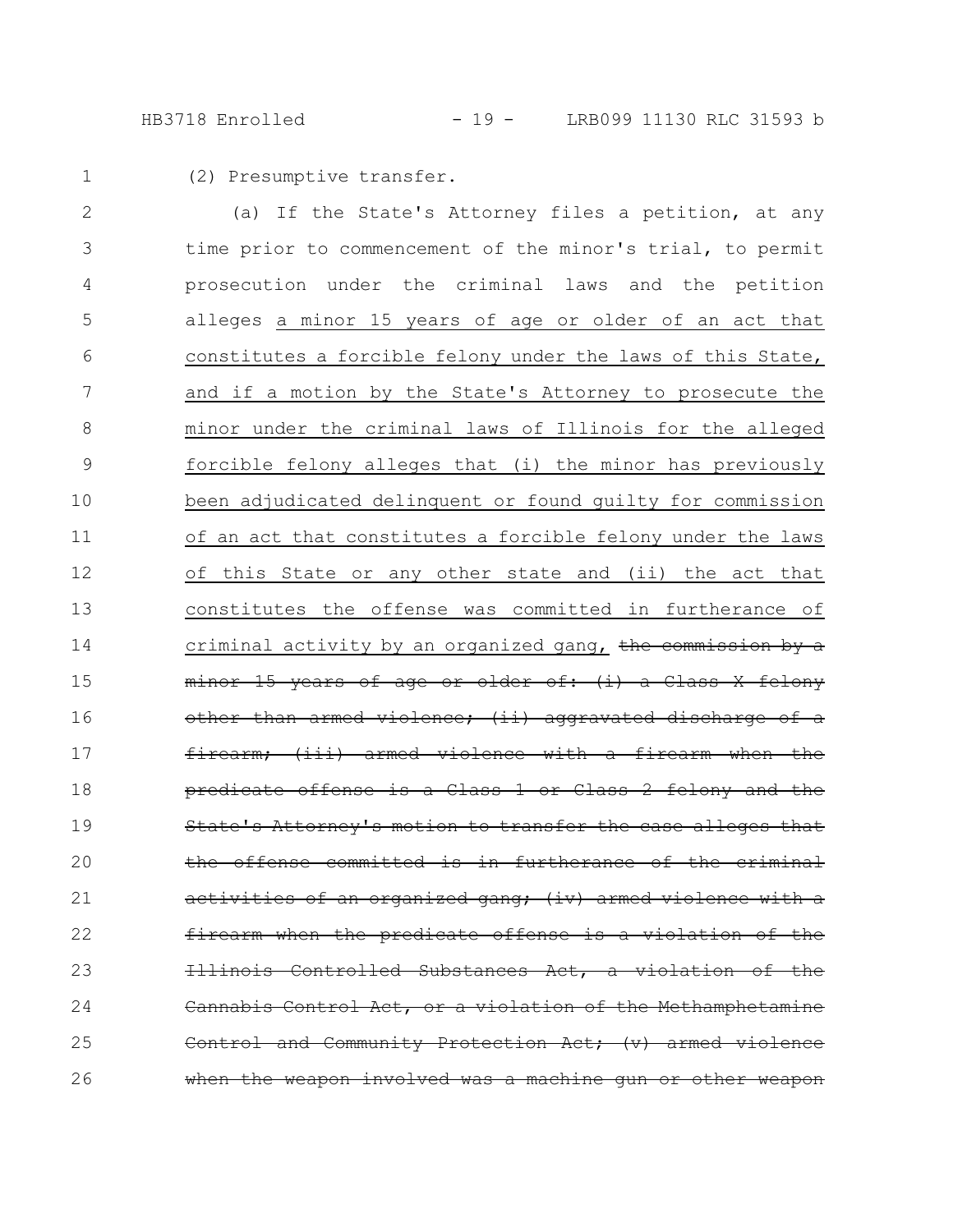(2) Presumptive transfer.

(a) If the State's Attorney files a petition, at any time prior to commencement of the minor's trial, to permit prosecution under the criminal laws and the petition alleges <u>a minor 15 years of age or older of an act that constitutes a forcible felony under the laws of this State, and if a motion by the State's Attorney to prosecute the minor under the criminal laws of Illinois for the alleged forcible felony alleges that (i) the minor has previously been adjudicated delinquent or found guilty for commission of an act that constitutes a forcible felony under the laws of this State or any other state and (ii) the act that constitutes the offense was committed in furtherance of criminal activity by an organized gang,</u> ~~the commission by a minor 15 years of age or older of: (i) a Class X felony other than armed violence; (ii) aggravated discharge of a firearm; (iii) armed violence with a firearm when the predicate offense is a Class 1 or Class 2 felony and the State's Attorney's motion to transfer the case alleges that the offense committed is in furtherance of the criminal activities of an organized gang; (iv) armed violence with a firearm when the predicate offense is a violation of the Illinois Controlled Substances Act, a violation of the Cannabis Control Act, or a violation of the Methamphetamine Control and Community Protection Act; (v) armed violence when the weapon involved was a machine gun or other weapon~~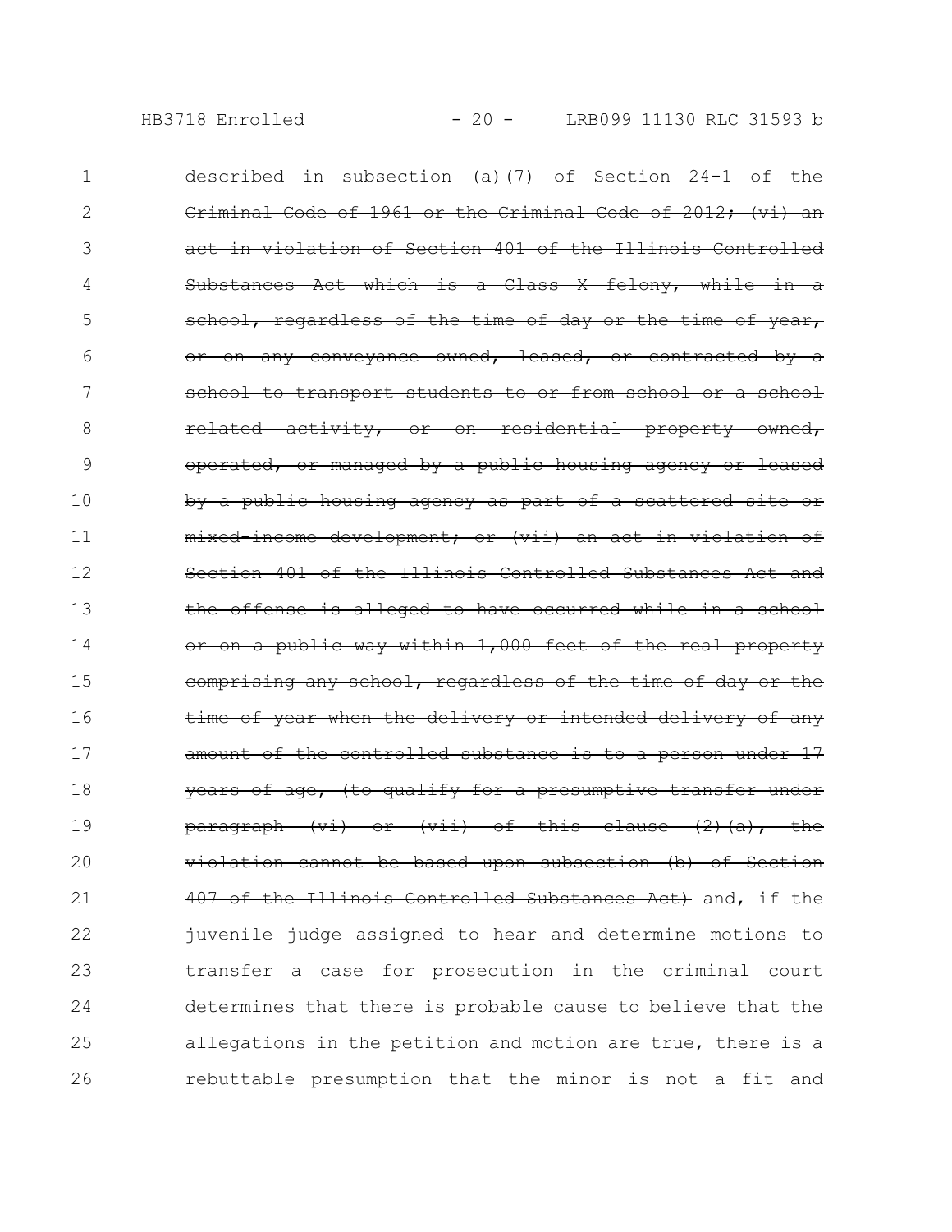~~described in subsection (a)(7) of Section 24-1 of the Criminal Code of 1961 or the Criminal Code of 2012; (vi) an act in violation of Section 401 of the Illinois Controlled Substances Act which is a Class X felony, while in a school, regardless of the time of day or the time of year, or on any conveyance owned, leased, or contracted by a school to transport students to or from school or a school related activity, or on residential property owned, operated, or managed by a public housing agency or leased by a public housing agency as part of a scattered site or mixed-income development; or (vii) an act in violation of Section 401 of the Illinois Controlled Substances Act and the offense is alleged to have occurred while in a school or on a public way within 1,000 feet of the real property comprising any school, regardless of the time of day or the time of year when the delivery or intended delivery of any amount of the controlled substance is to a person under 17 years of age, (to qualify for a presumptive transfer under paragraph (vi) or (vii) of this clause (2)(a), the violation cannot be based upon subsection (b) of Section 407 of the Illinois Controlled Substances Act)~~ and, if the juvenile judge assigned to hear and determine motions to transfer a case for prosecution in the criminal court determines that there is probable cause to believe that the allegations in the petition and motion are true, there is a rebuttable presumption that the minor is not a fit and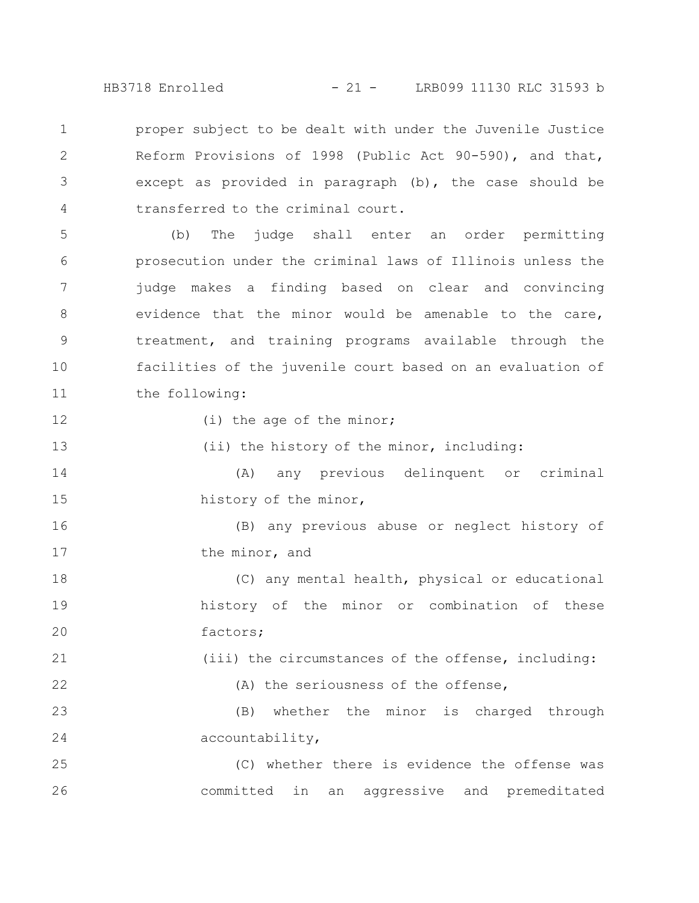proper subject to be dealt with under the Juvenile Justice Reform Provisions of 1998 (Public Act 90-590), and that, except as provided in paragraph (b), the case should be transferred to the criminal court.

(b) The judge shall enter an order permitting prosecution under the criminal laws of Illinois unless the judge makes a finding based on clear and convincing evidence that the minor would be amenable to the care, treatment, and training programs available through the facilities of the juvenile court based on an evaluation of the following:

(i) the age of the minor;

(ii) the history of the minor, including:

(A) any previous delinquent or criminal history of the minor,

(B) any previous abuse or neglect history of the minor, and

(C) any mental health, physical or educational history of the minor or combination of these factors;

(iii) the circumstances of the offense, including:

(A) the seriousness of the offense,

(B) whether the minor is charged through accountability,

(C) whether there is evidence the offense was committed in an aggressive and premeditated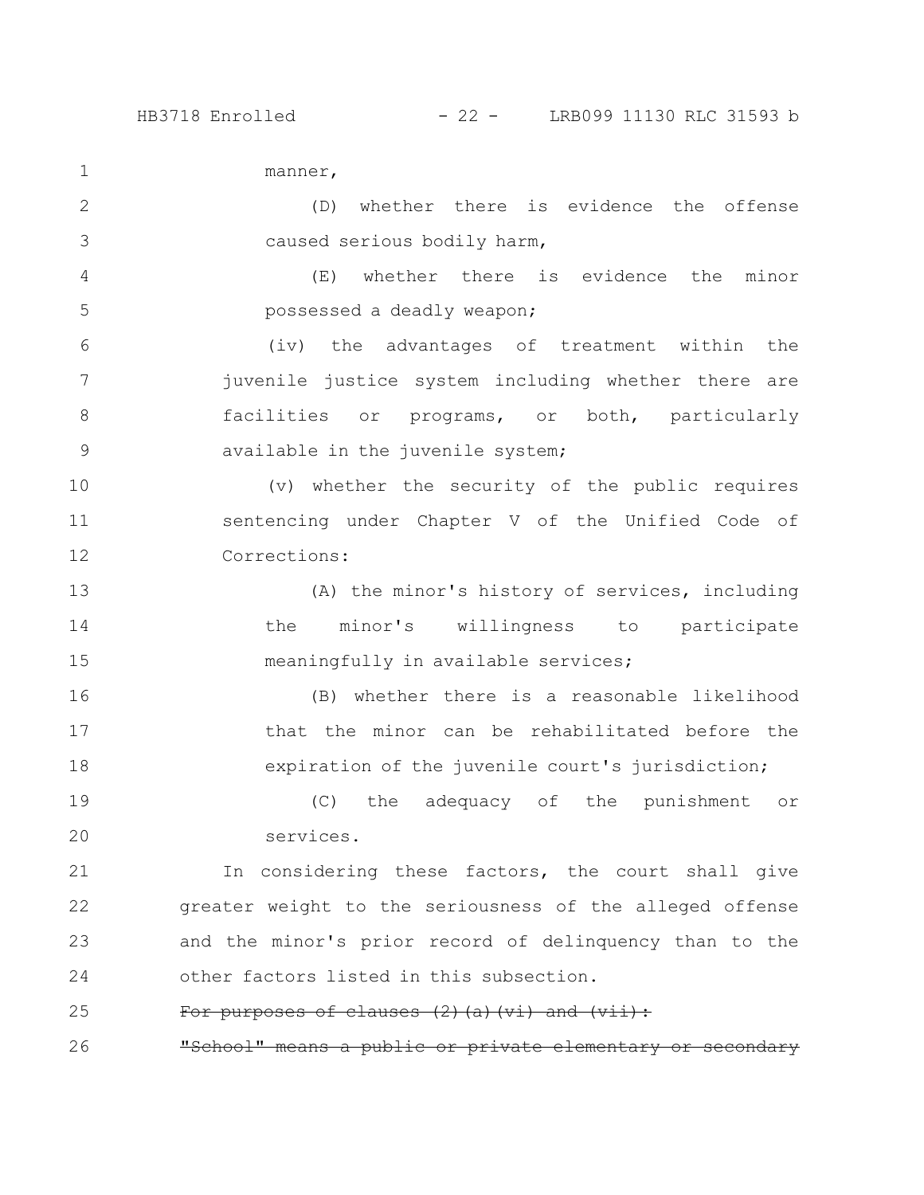manner,

(D) whether there is evidence the offense caused serious bodily harm,

(E) whether there is evidence the minor possessed a deadly weapon;

(iv) the advantages of treatment within the juvenile justice system including whether there are facilities or programs, or both, particularly available in the juvenile system;

(v) whether the security of the public requires sentencing under Chapter V of the Unified Code of Corrections:

(A) the minor's history of services, including the minor's willingness to participate meaningfully in available services;

(B) whether there is a reasonable likelihood that the minor can be rehabilitated before the expiration of the juvenile court's jurisdiction;

(C) the adequacy of the punishment or services.

In considering these factors, the court shall give greater weight to the seriousness of the alleged offense and the minor's prior record of delinquency than to the other factors listed in this subsection.

~~For purposes of clauses (2)(a)(vi) and (vii):~~

~~"School" means a public or private elementary or secondary~~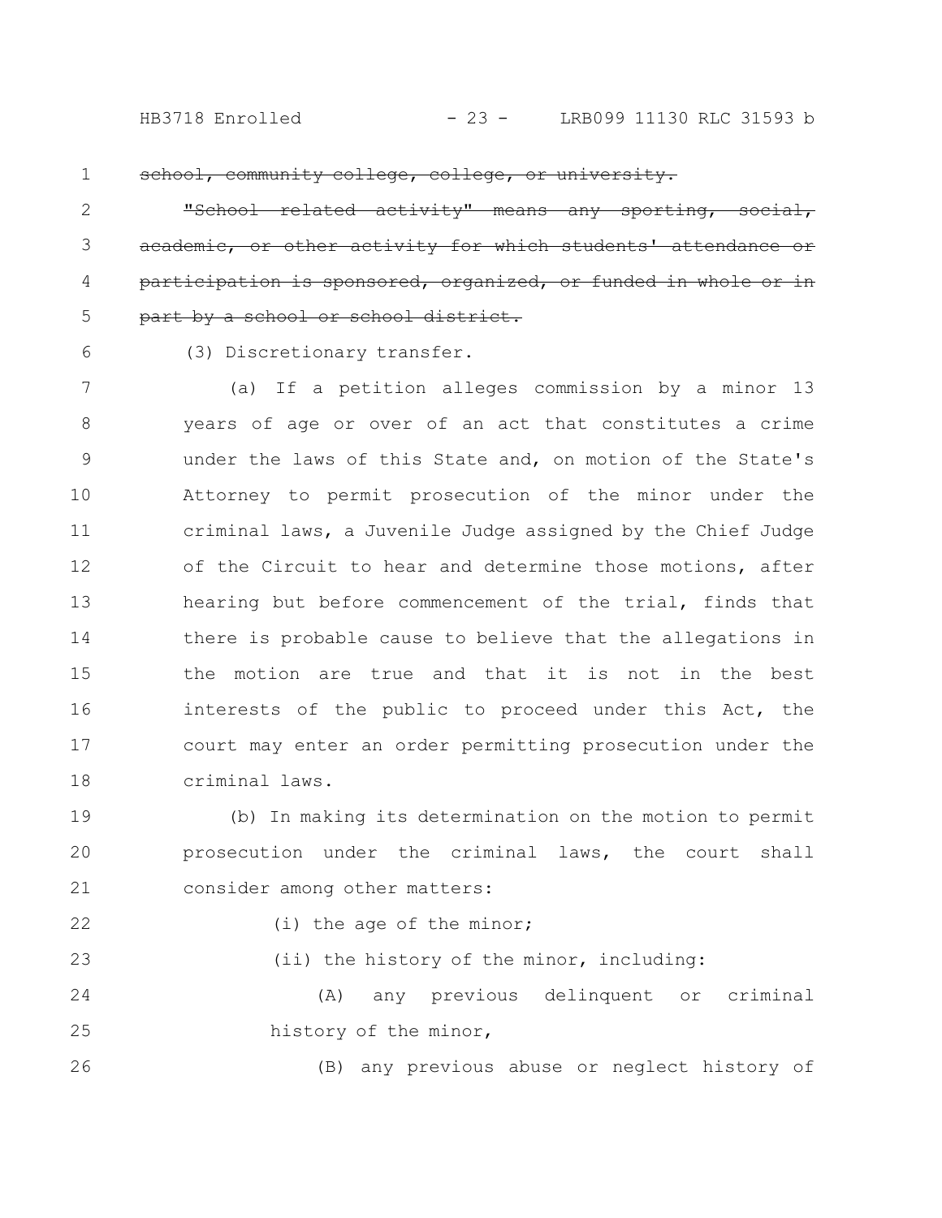~~school, community college, college, or university.~~

~~"School related activity" means any sporting, social, academic, or other activity for which students' attendance or participation is sponsored, organized, or funded in whole or in part by a school or school district.~~

(3) Discretionary transfer.

(a) If a petition alleges commission by a minor 13 years of age or over of an act that constitutes a crime under the laws of this State and, on motion of the State's Attorney to permit prosecution of the minor under the criminal laws, a Juvenile Judge assigned by the Chief Judge of the Circuit to hear and determine those motions, after hearing but before commencement of the trial, finds that there is probable cause to believe that the allegations in the motion are true and that it is not in the best interests of the public to proceed under this Act, the court may enter an order permitting prosecution under the criminal laws.

(b) In making its determination on the motion to permit prosecution under the criminal laws, the court shall consider among other matters:

(i) the age of the minor;

(ii) the history of the minor, including:

(A) any previous delinquent or criminal history of the minor,

(B) any previous abuse or neglect history of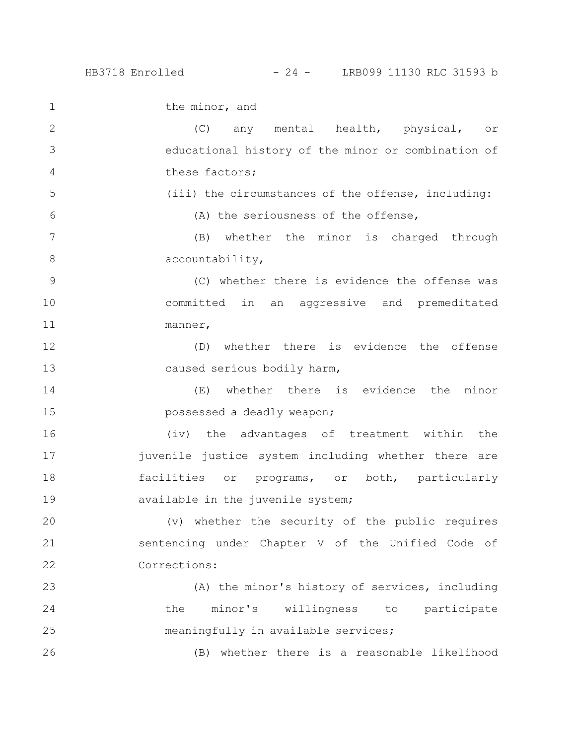the minor, and

(C) any mental health, physical, or educational history of the minor or combination of these factors;

(iii) the circumstances of the offense, including:

(A) the seriousness of the offense,

(B) whether the minor is charged through accountability,

(C) whether there is evidence the offense was committed in an aggressive and premeditated manner,

(D) whether there is evidence the offense caused serious bodily harm,

(E) whether there is evidence the minor possessed a deadly weapon;

(iv) the advantages of treatment within the juvenile justice system including whether there are facilities or programs, or both, particularly available in the juvenile system;

(v) whether the security of the public requires sentencing under Chapter V of the Unified Code of Corrections:

(A) the minor's history of services, including the minor's willingness to participate meaningfully in available services;

(B) whether there is a reasonable likelihood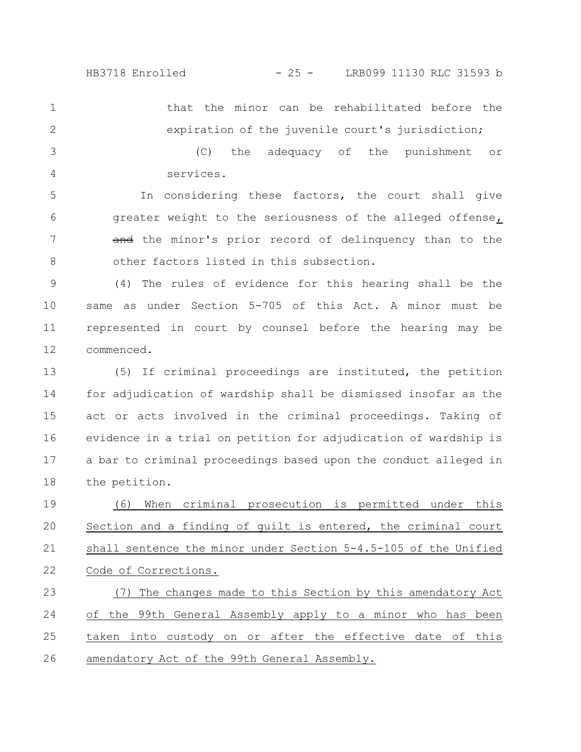that the minor can be rehabilitated before the expiration of the juvenile court's jurisdiction;

(C) the adequacy of the punishment or services.

In considering these factors, the court shall give greater weight to the seriousness of the alleged offense, ~~and~~ the minor's prior record of delinquency than to the other factors listed in this subsection.

(4) The rules of evidence for this hearing shall be the same as under Section 5-705 of this Act. A minor must be represented in court by counsel before the hearing may be commenced.

(5) If criminal proceedings are instituted, the petition for adjudication of wardship shall be dismissed insofar as the act or acts involved in the criminal proceedings. Taking of evidence in a trial on petition for adjudication of wardship is a bar to criminal proceedings based upon the conduct alleged in the petition.

<u>(6) When criminal prosecution is permitted under this Section and a finding of guilt is entered, the criminal court shall sentence the minor under Section 5-4.5-105 of the Unified Code of Corrections.</u>

<u>(7) The changes made to this Section by this amendatory Act of the 99th General Assembly apply to a minor who has been taken into custody on or after the effective date of this amendatory Act of the 99th General Assembly.</u>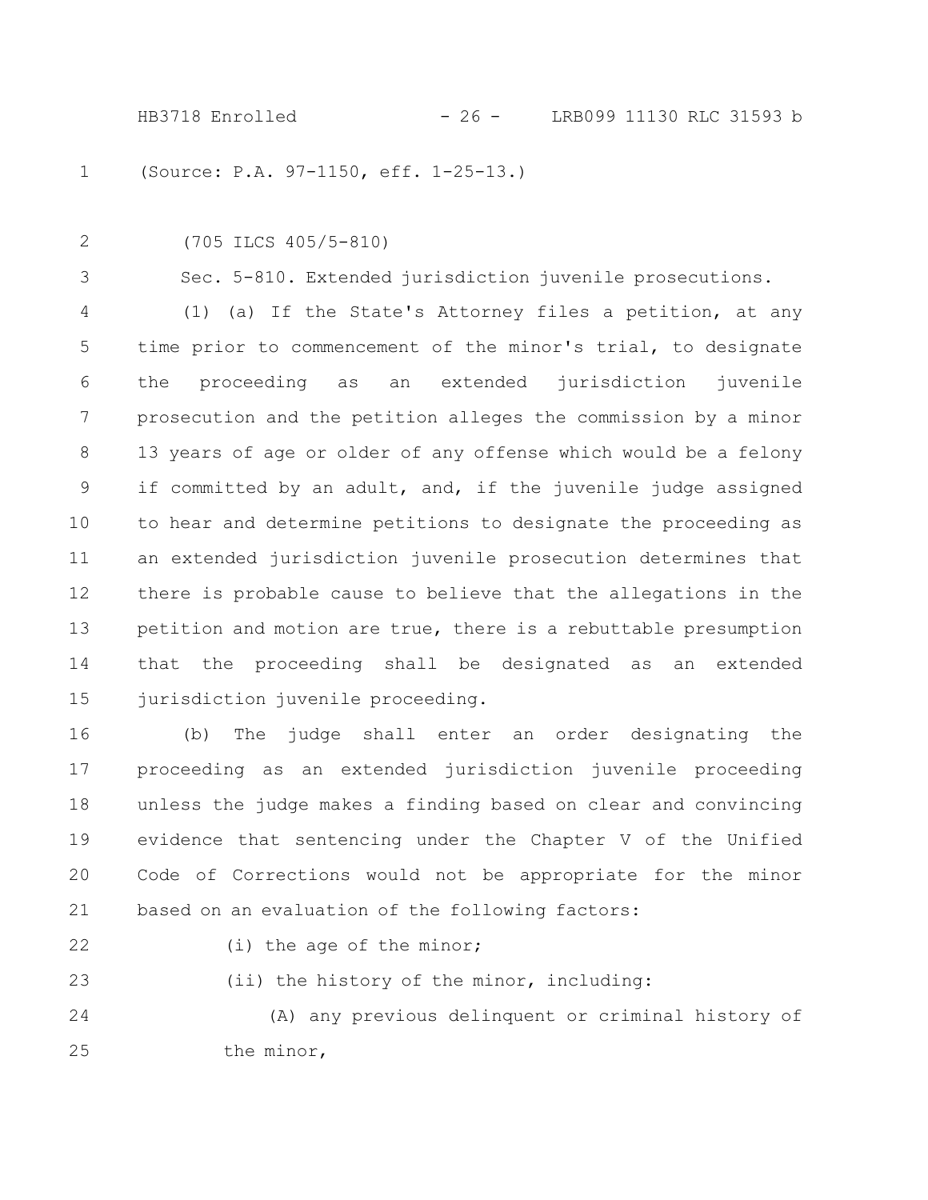(Source: P.A. 97-1150, eff. 1-25-13.)

(705 ILCS 405/5-810)

Sec. 5-810. Extended jurisdiction juvenile prosecutions.

(1) (a) If the State's Attorney files a petition, at any time prior to commencement of the minor's trial, to designate the proceeding as an extended jurisdiction juvenile prosecution and the petition alleges the commission by a minor 13 years of age or older of any offense which would be a felony if committed by an adult, and, if the juvenile judge assigned to hear and determine petitions to designate the proceeding as an extended jurisdiction juvenile prosecution determines that there is probable cause to believe that the allegations in the petition and motion are true, there is a rebuttable presumption that the proceeding shall be designated as an extended jurisdiction juvenile proceeding.

(b) The judge shall enter an order designating the proceeding as an extended jurisdiction juvenile proceeding unless the judge makes a finding based on clear and convincing evidence that sentencing under the Chapter V of the Unified Code of Corrections would not be appropriate for the minor based on an evaluation of the following factors:

(i) the age of the minor;

(ii) the history of the minor, including:

(A) any previous delinquent or criminal history of the minor,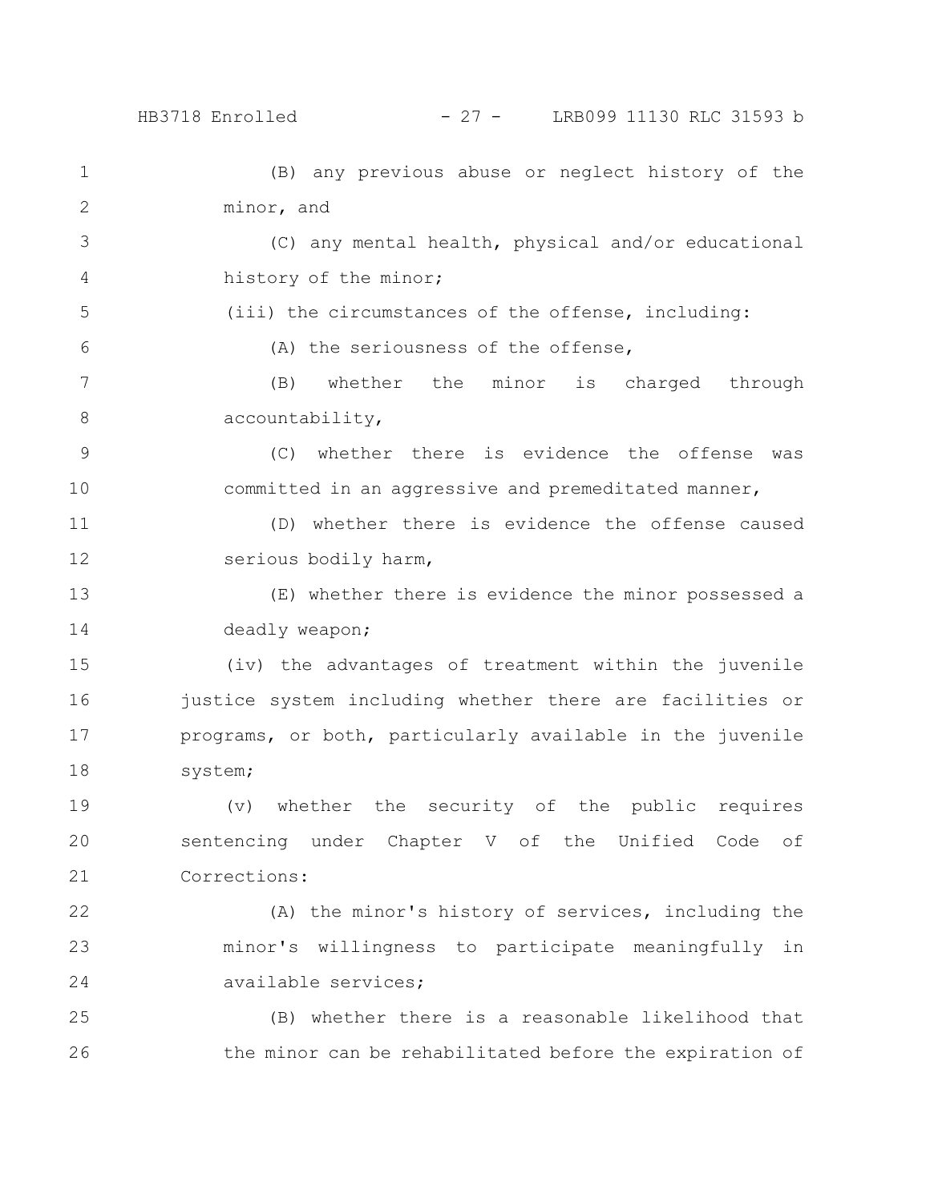(B) any previous abuse or neglect history of the minor, and

(C) any mental health, physical and/or educational history of the minor;

(iii) the circumstances of the offense, including:

(A) the seriousness of the offense,

(B) whether the minor is charged through accountability,

(C) whether there is evidence the offense was committed in an aggressive and premeditated manner,

(D) whether there is evidence the offense caused serious bodily harm,

(E) whether there is evidence the minor possessed a deadly weapon;

(iv) the advantages of treatment within the juvenile justice system including whether there are facilities or programs, or both, particularly available in the juvenile system;

(v) whether the security of the public requires sentencing under Chapter V of the Unified Code of Corrections:

(A) the minor's history of services, including the minor's willingness to participate meaningfully in available services;

(B) whether there is a reasonable likelihood that the minor can be rehabilitated before the expiration of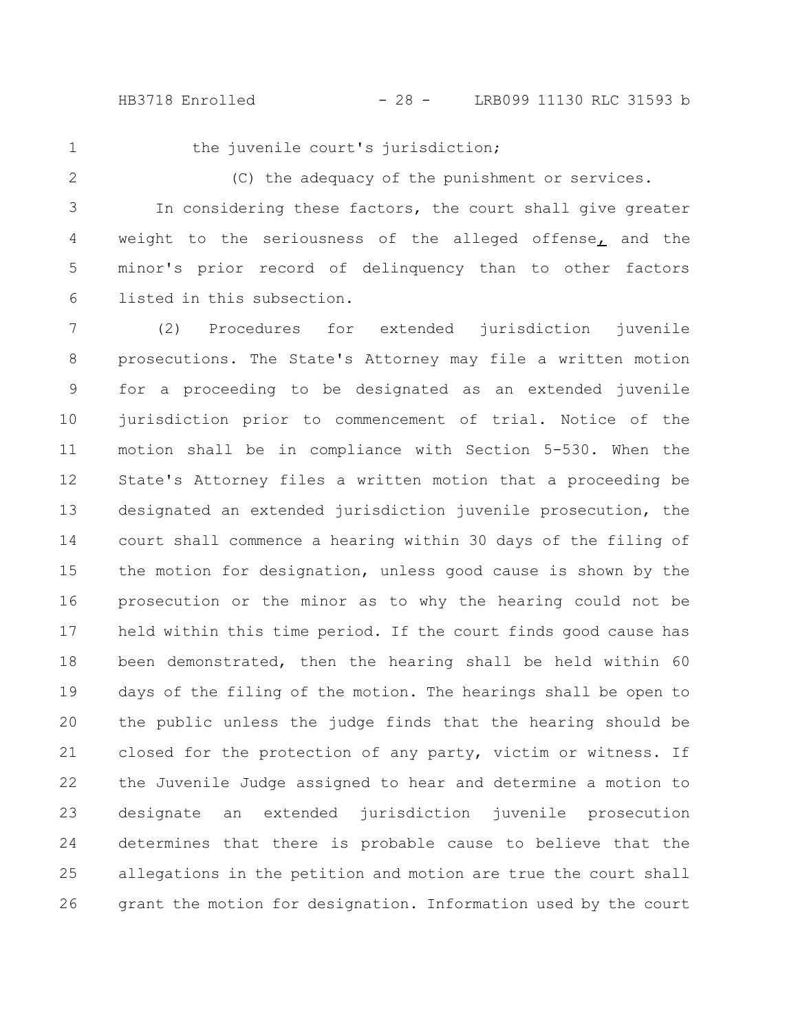the juvenile court's jurisdiction;

(C) the adequacy of the punishment or services.

In considering these factors, the court shall give greater weight to the seriousness of the alleged offense, and the minor's prior record of delinquency than to other factors listed in this subsection.

(2) Procedures for extended jurisdiction juvenile prosecutions. The State's Attorney may file a written motion for a proceeding to be designated as an extended juvenile jurisdiction prior to commencement of trial. Notice of the motion shall be in compliance with Section 5-530. When the State's Attorney files a written motion that a proceeding be designated an extended jurisdiction juvenile prosecution, the court shall commence a hearing within 30 days of the filing of the motion for designation, unless good cause is shown by the prosecution or the minor as to why the hearing could not be held within this time period. If the court finds good cause has been demonstrated, then the hearing shall be held within 60 days of the filing of the motion. The hearings shall be open to the public unless the judge finds that the hearing should be closed for the protection of any party, victim or witness. If the Juvenile Judge assigned to hear and determine a motion to designate an extended jurisdiction juvenile prosecution determines that there is probable cause to believe that the allegations in the petition and motion are true the court shall grant the motion for designation. Information used by the court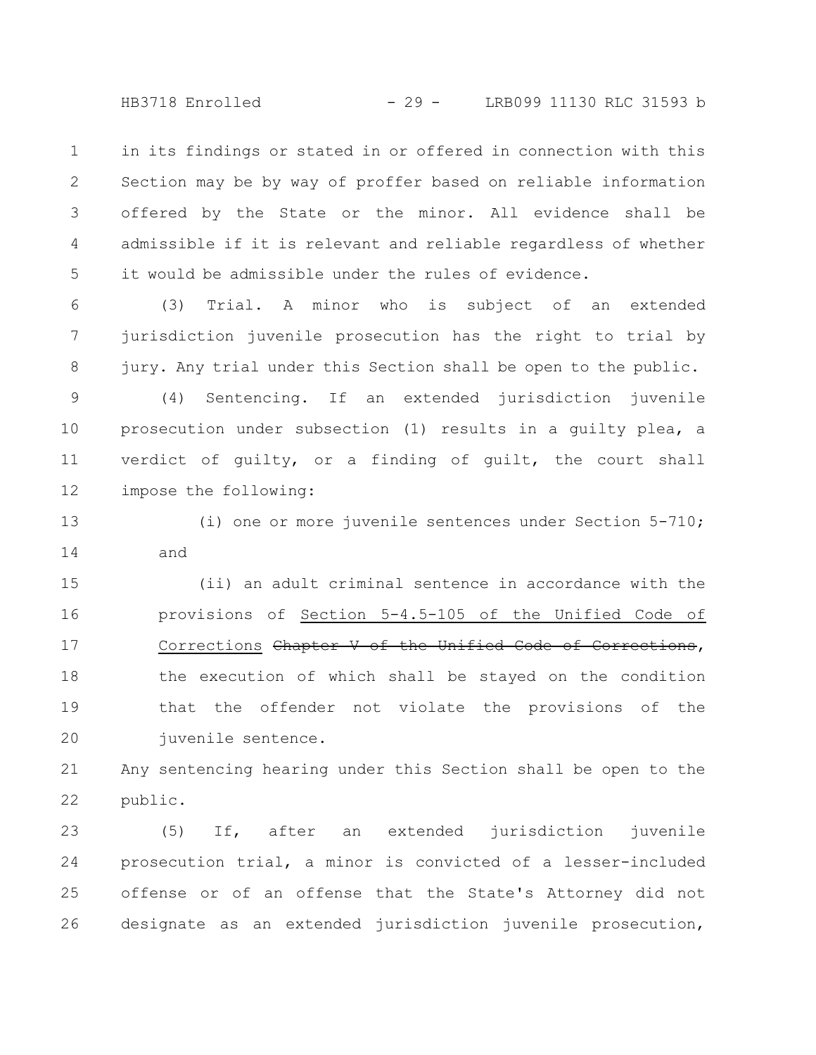in its findings or stated in or offered in connection with this Section may be by way of proffer based on reliable information offered by the State or the minor. All evidence shall be admissible if it is relevant and reliable regardless of whether it would be admissible under the rules of evidence.

(3) Trial. A minor who is subject of an extended jurisdiction juvenile prosecution has the right to trial by jury. Any trial under this Section shall be open to the public.

(4) Sentencing. If an extended jurisdiction juvenile prosecution under subsection (1) results in a guilty plea, a verdict of guilty, or a finding of guilt, the court shall impose the following:

(i) one or more juvenile sentences under Section 5-710; and

(ii) an adult criminal sentence in accordance with the provisions of <u>Section 5-4.5-105 of the Unified Code of Corrections</u> ~~Chapter V of the Unified Code of Corrections~~, the execution of which shall be stayed on the condition that the offender not violate the provisions of the juvenile sentence.

Any sentencing hearing under this Section shall be open to the public.

(5) If, after an extended jurisdiction juvenile prosecution trial, a minor is convicted of a lesser-included offense or of an offense that the State's Attorney did not designate as an extended jurisdiction juvenile prosecution,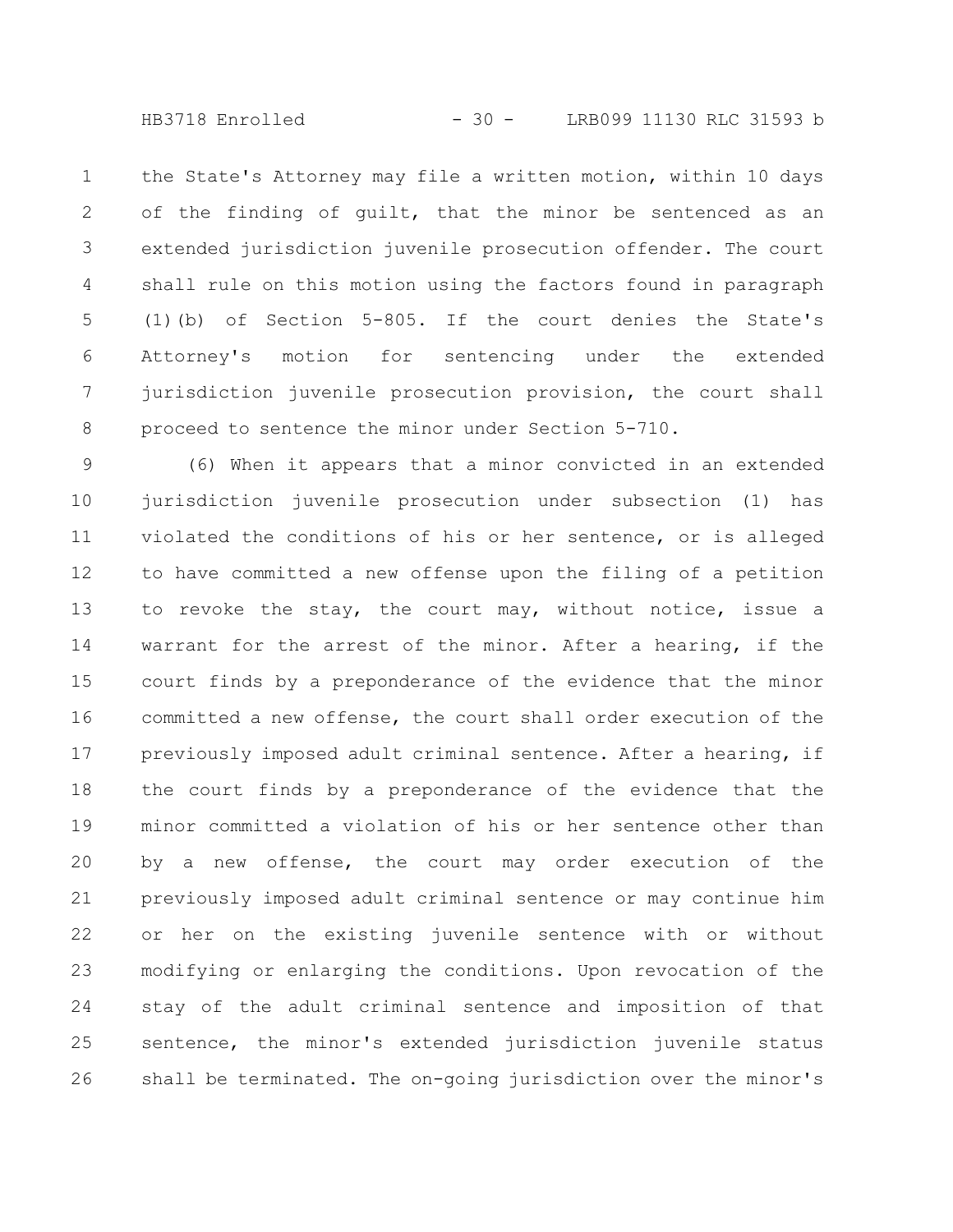the State's Attorney may file a written motion, within 10 days of the finding of guilt, that the minor be sentenced as an extended jurisdiction juvenile prosecution offender. The court shall rule on this motion using the factors found in paragraph (1)(b) of Section 5-805. If the court denies the State's Attorney's motion for sentencing under the extended jurisdiction juvenile prosecution provision, the court shall proceed to sentence the minor under Section 5-710.

(6) When it appears that a minor convicted in an extended jurisdiction juvenile prosecution under subsection (1) has violated the conditions of his or her sentence, or is alleged to have committed a new offense upon the filing of a petition to revoke the stay, the court may, without notice, issue a warrant for the arrest of the minor. After a hearing, if the court finds by a preponderance of the evidence that the minor committed a new offense, the court shall order execution of the previously imposed adult criminal sentence. After a hearing, if the court finds by a preponderance of the evidence that the minor committed a violation of his or her sentence other than by a new offense, the court may order execution of the previously imposed adult criminal sentence or may continue him or her on the existing juvenile sentence with or without modifying or enlarging the conditions. Upon revocation of the stay of the adult criminal sentence and imposition of that sentence, the minor's extended jurisdiction juvenile status shall be terminated. The on-going jurisdiction over the minor's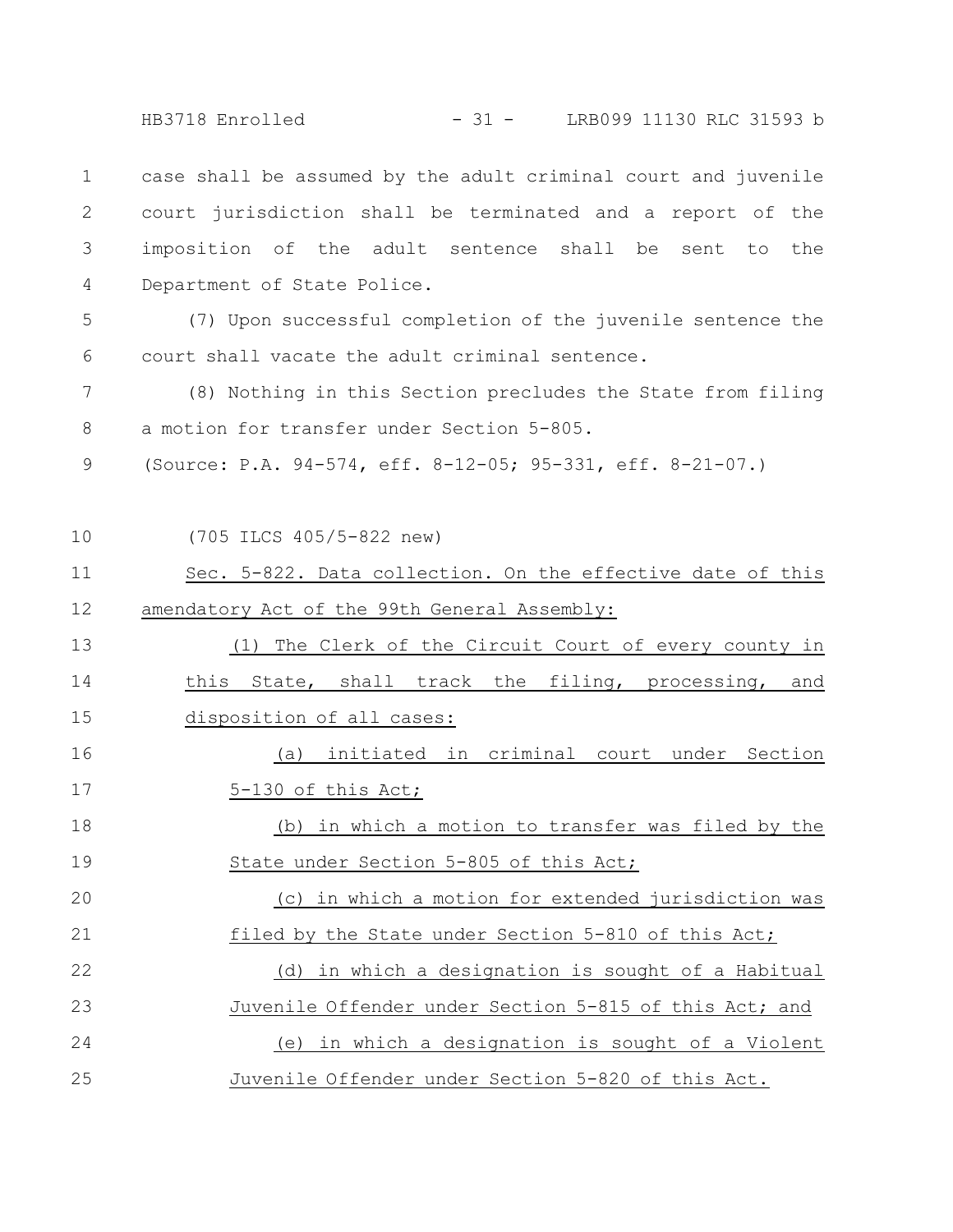case shall be assumed by the adult criminal court and juvenile court jurisdiction shall be terminated and a report of the imposition of the adult sentence shall be sent to the Department of State Police.

(7) Upon successful completion of the juvenile sentence the court shall vacate the adult criminal sentence.

(8) Nothing in this Section precludes the State from filing a motion for transfer under Section 5-805.

(Source: P.A. 94-574, eff. 8-12-05; 95-331, eff. 8-21-07.)

(705 ILCS 405/5-822 new)

Sec. 5-822. Data collection. On the effective date of this amendatory Act of the 99th General Assembly:

(1) The Clerk of the Circuit Court of every county in this State, shall track the filing, processing, and disposition of all cases:

(a) initiated in criminal court under Section 5-130 of this Act;

(b) in which a motion to transfer was filed by the State under Section 5-805 of this Act;

(c) in which a motion for extended jurisdiction was filed by the State under Section 5-810 of this Act;

(d) in which a designation is sought of a Habitual Juvenile Offender under Section 5-815 of this Act; and

(e) in which a designation is sought of a Violent Juvenile Offender under Section 5-820 of this Act.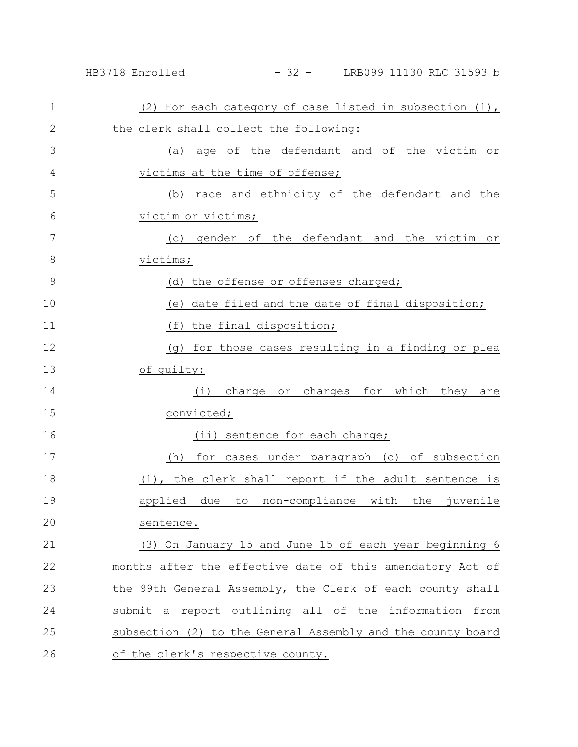(2) For each category of case listed in subsection (1), the clerk shall collect the following:

(a) age of the defendant and of the victim or victims at the time of offense;

(b) race and ethnicity of the defendant and the victim or victims;

(c) gender of the defendant and the victim or victims;

(d) the offense or offenses charged;

(e) date filed and the date of final disposition;

(f) the final disposition;

(g) for those cases resulting in a finding or plea of guilty:

(i) charge or charges for which they are convicted;

(ii) sentence for each charge;

(h) for cases under paragraph (c) of subsection (1), the clerk shall report if the adult sentence is applied due to non-compliance with the juvenile sentence.

(3) On January 15 and June 15 of each year beginning 6 months after the effective date of this amendatory Act of the 99th General Assembly, the Clerk of each county shall submit a report outlining all of the information from subsection (2) to the General Assembly and the county board of the clerk's respective county.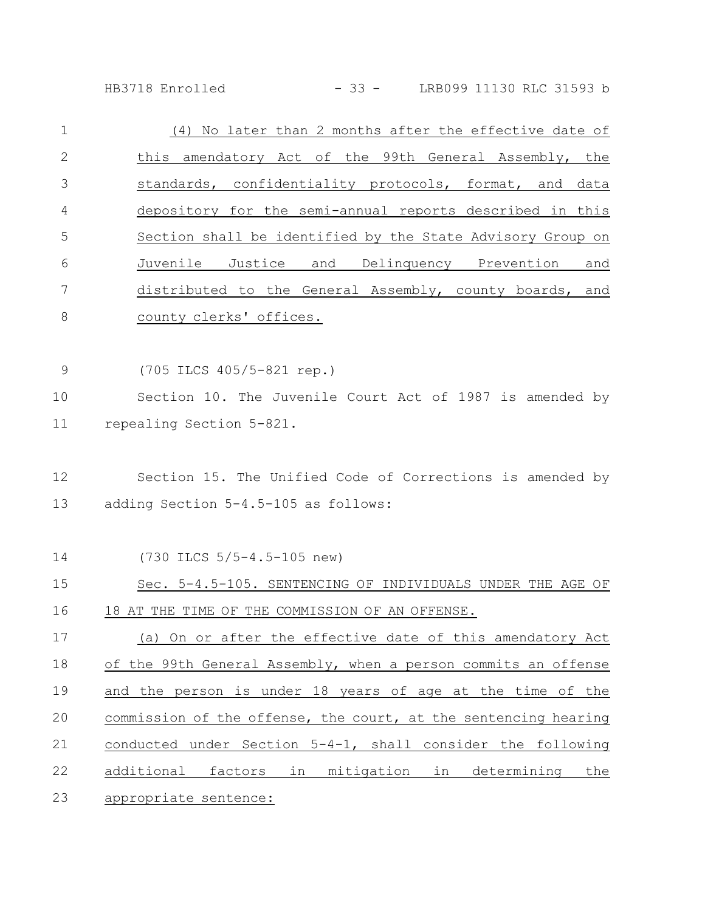(4) No later than 2 months after the effective date of this amendatory Act of the 99th General Assembly, the standards, confidentiality protocols, format, and data depository for the semi-annual reports described in this Section shall be identified by the State Advisory Group on Juvenile Justice and Delinquency Prevention and distributed to the General Assembly, county boards, and county clerks' offices.

(705 ILCS 405/5-821 rep.)

Section 10. The Juvenile Court Act of 1987 is amended by repealing Section 5-821.

Section 15. The Unified Code of Corrections is amended by adding Section 5-4.5-105 as follows:

(730 ILCS 5/5-4.5-105 new)

Sec. 5-4.5-105. SENTENCING OF INDIVIDUALS UNDER THE AGE OF 18 AT THE TIME OF THE COMMISSION OF AN OFFENSE.

(a) On or after the effective date of this amendatory Act of the 99th General Assembly, when a person commits an offense and the person is under 18 years of age at the time of the commission of the offense, the court, at the sentencing hearing conducted under Section 5-4-1, shall consider the following additional factors in mitigation in determining the appropriate sentence: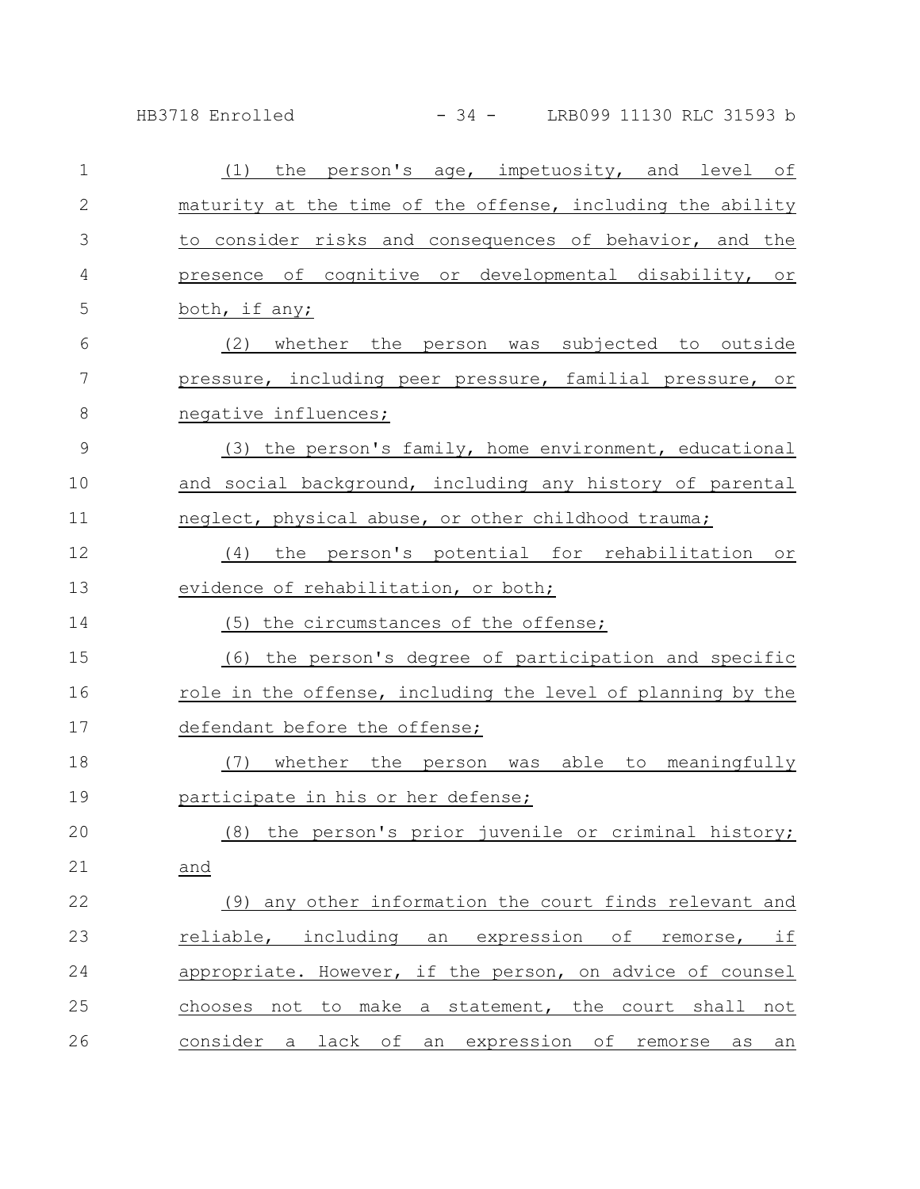(1) the person's age, impetuosity, and level of maturity at the time of the offense, including the ability to consider risks and consequences of behavior, and the presence of cognitive or developmental disability, or both, if any;

(2) whether the person was subjected to outside pressure, including peer pressure, familial pressure, or negative influences;

(3) the person's family, home environment, educational and social background, including any history of parental neglect, physical abuse, or other childhood trauma;

(4) the person's potential for rehabilitation or evidence of rehabilitation, or both;

(5) the circumstances of the offense;

(6) the person's degree of participation and specific role in the offense, including the level of planning by the defendant before the offense;

(7) whether the person was able to meaningfully participate in his or her defense;

(8) the person's prior juvenile or criminal history; and

(9) any other information the court finds relevant and reliable, including an expression of remorse, if appropriate. However, if the person, on advice of counsel chooses not to make a statement, the court shall not consider a lack of an expression of remorse as an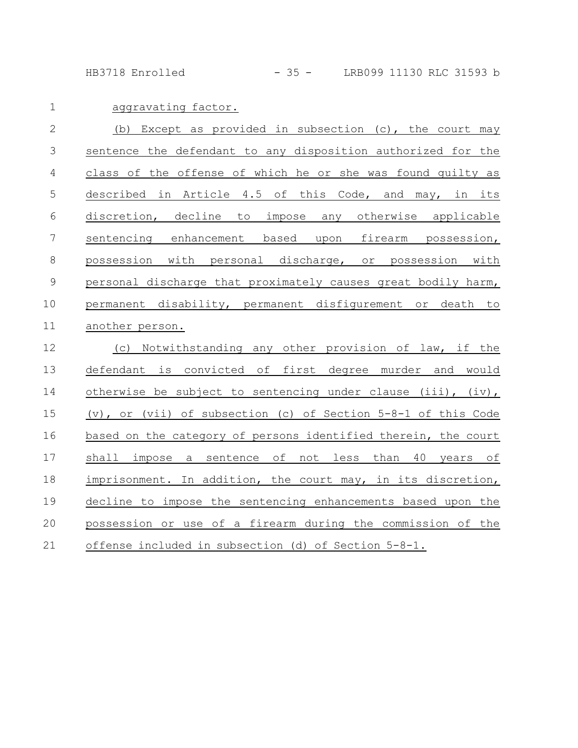aggravating factor.

(b) Except as provided in subsection (c), the court may sentence the defendant to any disposition authorized for the class of the offense of which he or she was found guilty as described in Article 4.5 of this Code, and may, in its discretion, decline to impose any otherwise applicable sentencing enhancement based upon firearm possession, possession with personal discharge, or possession with personal discharge that proximately causes great bodily harm, permanent disability, permanent disfigurement or death to another person.

(c) Notwithstanding any other provision of law, if the defendant is convicted of first degree murder and would otherwise be subject to sentencing under clause (iii), (iv), (v), or (vii) of subsection (c) of Section 5-8-1 of this Code based on the category of persons identified therein, the court shall impose a sentence of not less than 40 years of imprisonment. In addition, the court may, in its discretion, decline to impose the sentencing enhancements based upon the possession or use of a firearm during the commission of the offense included in subsection (d) of Section 5-8-1.